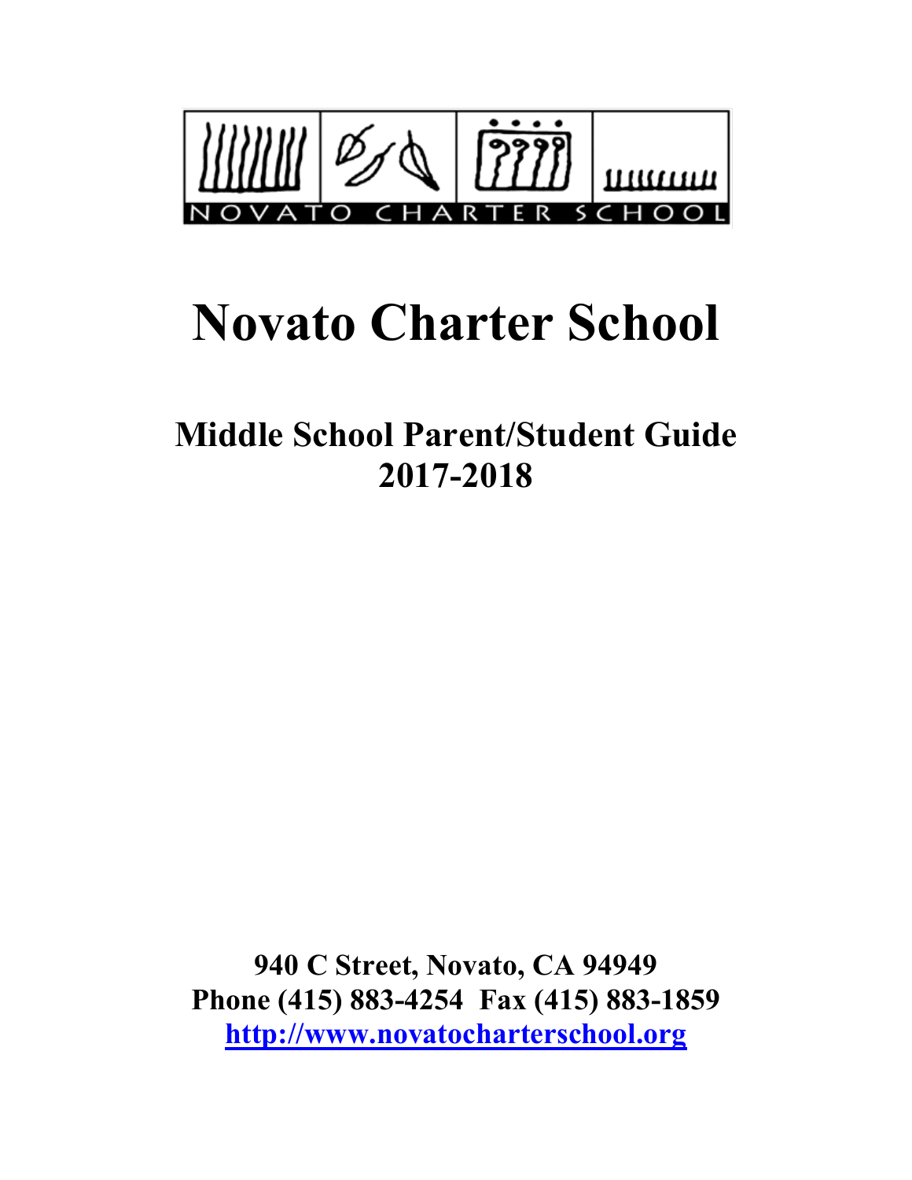NOVATO CHARTER SCHOOL

# Novato Charter School

## Middle School Parent/Student Guide
## 2017-2018

**940 C Street, Novato, CA 94949**
**Phone (415) 883-4254 Fax (415) 883-1859**
**http://www.novatocharterschool.org**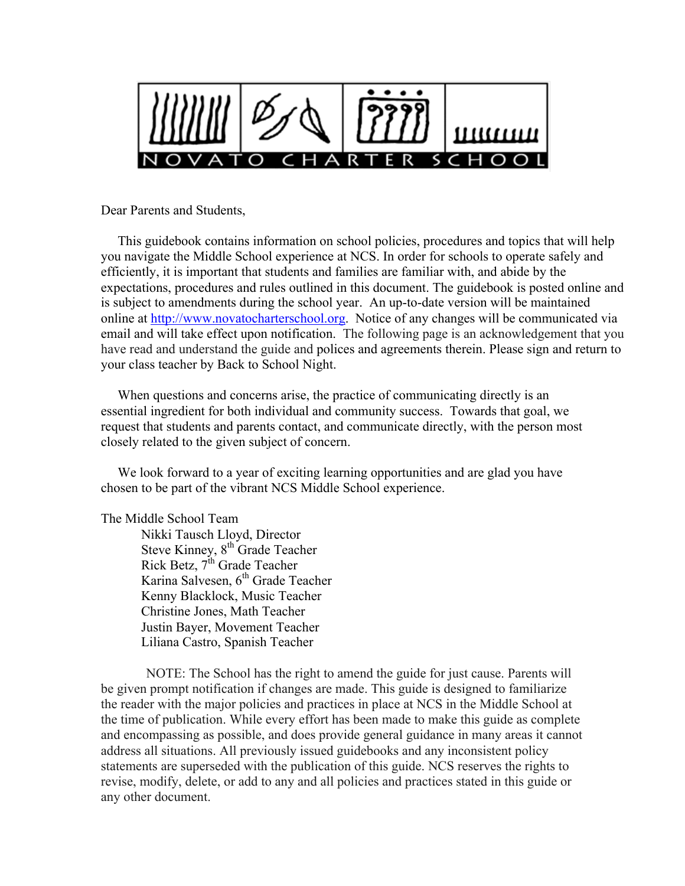NOVATO CHARTER SCHOOL

Dear Parents and Students,

This guidebook contains information on school policies, procedures and topics that will help you navigate the Middle School experience at NCS. In order for schools to operate safely and efficiently, it is important that students and families are familiar with, and abide by the expectations, procedures and rules outlined in this document. The guidebook is posted online and is subject to amendments during the school year. An up-to-date version will be maintained online at http://www.novatocharterschool.org. Notice of any changes will be communicated via email and will take effect upon notification. The following page is an acknowledgement that you have read and understand the guide and polices and agreements therein. Please sign and return to your class teacher by Back to School Night.

When questions and concerns arise, the practice of communicating directly is an essential ingredient for both individual and community success. Towards that goal, we request that students and parents contact, and communicate directly, with the person most closely related to the given subject of concern.

We look forward to a year of exciting learning opportunities and are glad you have chosen to be part of the vibrant NCS Middle School experience.

The Middle School Team

Nikki Tausch Lloyd, Director
Steve Kinney, 8th Grade Teacher
Rick Betz, 7th Grade Teacher
Karina Salvesen, 6th Grade Teacher
Kenny Blacklock, Music Teacher
Christine Jones, Math Teacher
Justin Bayer, Movement Teacher
Liliana Castro, Spanish Teacher

NOTE: The School has the right to amend the guide for just cause. Parents will be given prompt notification if changes are made. This guide is designed to familiarize the reader with the major policies and practices in place at NCS in the Middle School at the time of publication. While every effort has been made to make this guide as complete and encompassing as possible, and does provide general guidance in many areas it cannot address all situations. All previously issued guidebooks and any inconsistent policy statements are superseded with the publication of this guide. NCS reserves the rights to revise, modify, delete, or add to any and all policies and practices stated in this guide or any other document.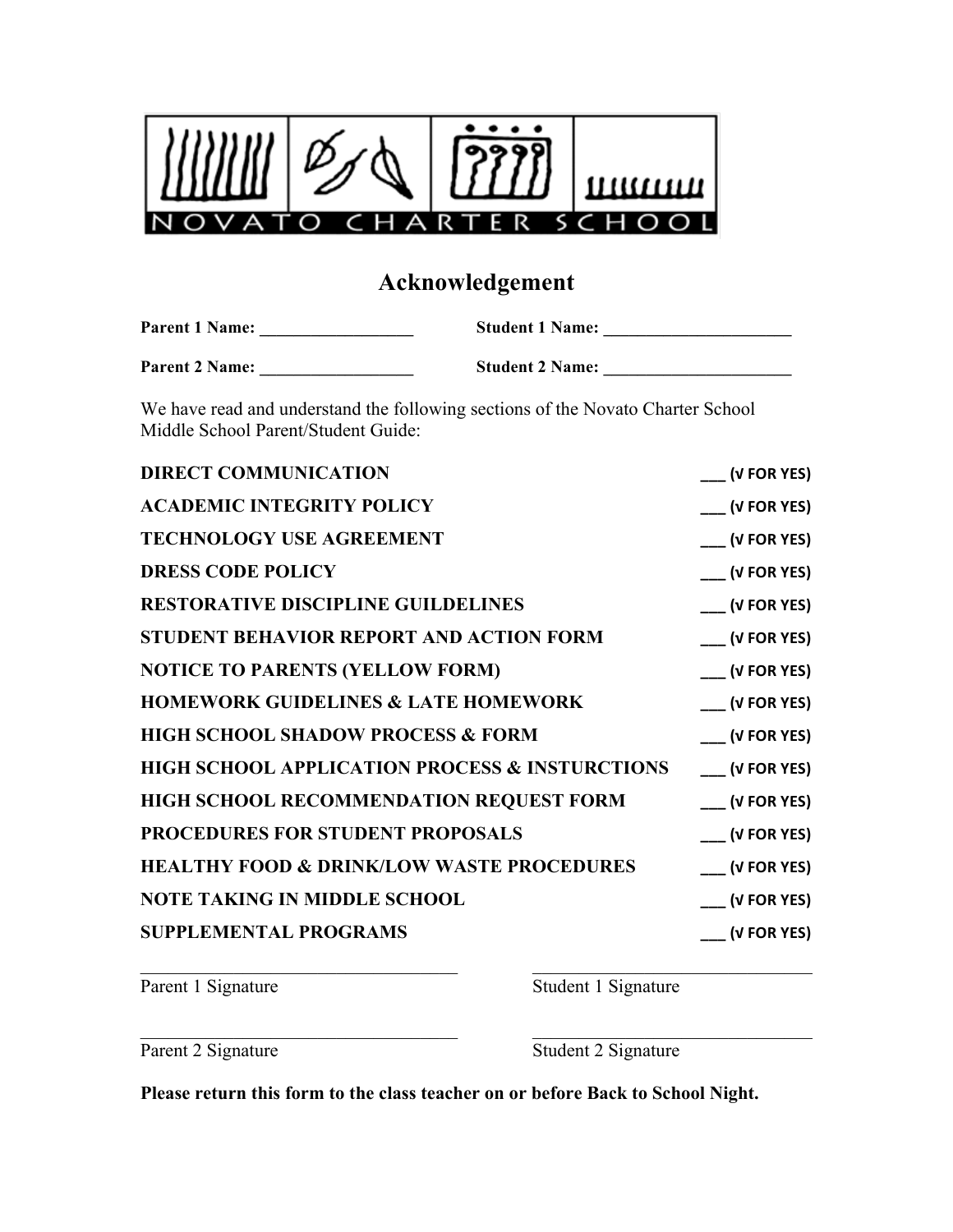NOVATO CHARTER SCHOOL

# Acknowledgement

**Parent 1 Name: __________________** **Student 1 Name: ______________________**

**Parent 2 Name: __________________** **Student 2 Name: ______________________**

We have read and understand the following sections of the Novato Charter School Middle School Parent/Student Guide:

**DIRECT COMMUNICATION** ___ (√ FOR YES)

**ACADEMIC INTEGRITY POLICY** ___ (√ FOR YES)

**TECHNOLOGY USE AGREEMENT** ___ (√ FOR YES)

**DRESS CODE POLICY** ___ (√ FOR YES)

**RESTORATIVE DISCIPLINE GUILDELINES** ___ (√ FOR YES)

**STUDENT BEHAVIOR REPORT AND ACTION FORM** ___ (√ FOR YES)

**NOTICE TO PARENTS (YELLOW FORM)** ___ (√ FOR YES)

**HOMEWORK GUIDELINES & LATE HOMEWORK** ___ (√ FOR YES)

**HIGH SCHOOL SHADOW PROCESS & FORM** ___ (√ FOR YES)

**HIGH SCHOOL APPLICATION PROCESS & INSTURCTIONS** ___ (√ FOR YES)

**HIGH SCHOOL RECOMMENDATION REQUEST FORM** ___ (√ FOR YES)

**PROCEDURES FOR STUDENT PROPOSALS** ___ (√ FOR YES)

**HEALTHY FOOD & DRINK/LOW WASTE PROCEDURES** ___ (√ FOR YES)

**NOTE TAKING IN MIDDLE SCHOOL** ___ (√ FOR YES)

**SUPPLEMENTAL PROGRAMS** ___ (√ FOR YES)

___________________________________ ___________________________________

Parent 1 Signature Student 1 Signature

___________________________________ ___________________________________

Parent 2 Signature Student 2 Signature

**Please return this form to the class teacher on or before Back to School Night.**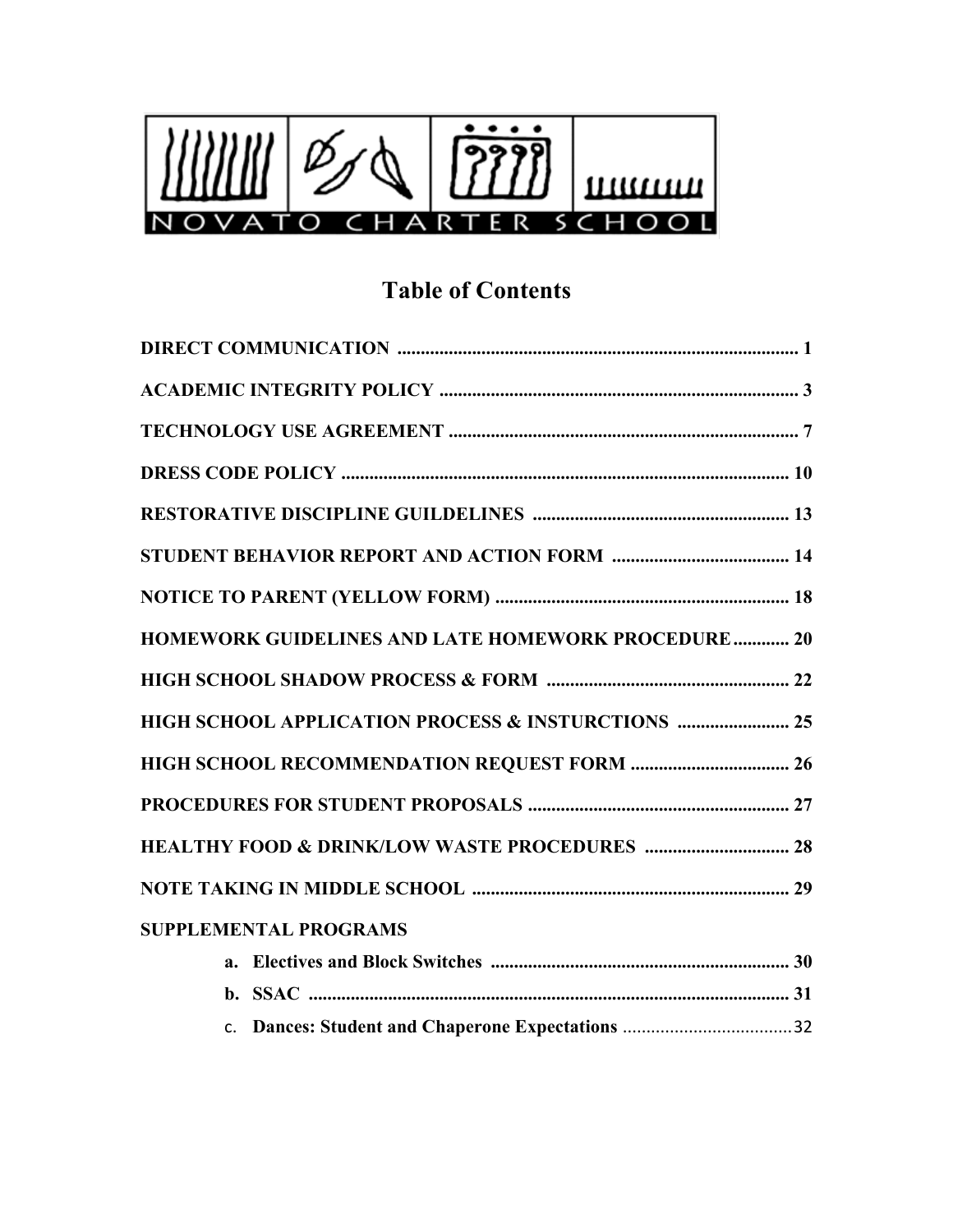NOVATO CHARTER SCHOOL

# Table of Contents

| Section | Page |
|---|---|
| **DIRECT COMMUNICATION** | 1 |
| **ACADEMIC INTEGRITY POLICY** | 3 |
| **TECHNOLOGY USE AGREEMENT** | 7 |
| **DRESS CODE POLICY** | 10 |
| **RESTORATIVE DISCIPLINE GUILDELINES** | 13 |
| **STUDENT BEHAVIOR REPORT AND ACTION FORM** | 14 |
| **NOTICE TO PARENT (YELLOW FORM)** | 18 |
| **HOMEWORK GUIDELINES AND LATE HOMEWORK PROCEDURE** | 20 |
| **HIGH SCHOOL SHADOW PROCESS & FORM** | 22 |
| **HIGH SCHOOL APPLICATION PROCESS & INSTURCTIONS** | 25 |
| **HIGH SCHOOL RECOMMENDATION REQUEST FORM** | 26 |
| **PROCEDURES FOR STUDENT PROPOSALS** | 27 |
| **HEALTHY FOOD & DRINK/LOW WASTE PROCEDURES** | 28 |
| **NOTE TAKING IN MIDDLE SCHOOL** | 29 |
| **SUPPLEMENTAL PROGRAMS** | |
| a. **Electives and Block Switches** | 30 |
| b. **SSAC** | 31 |
| c. **Dances: Student and Chaperone Expectations** | 32 |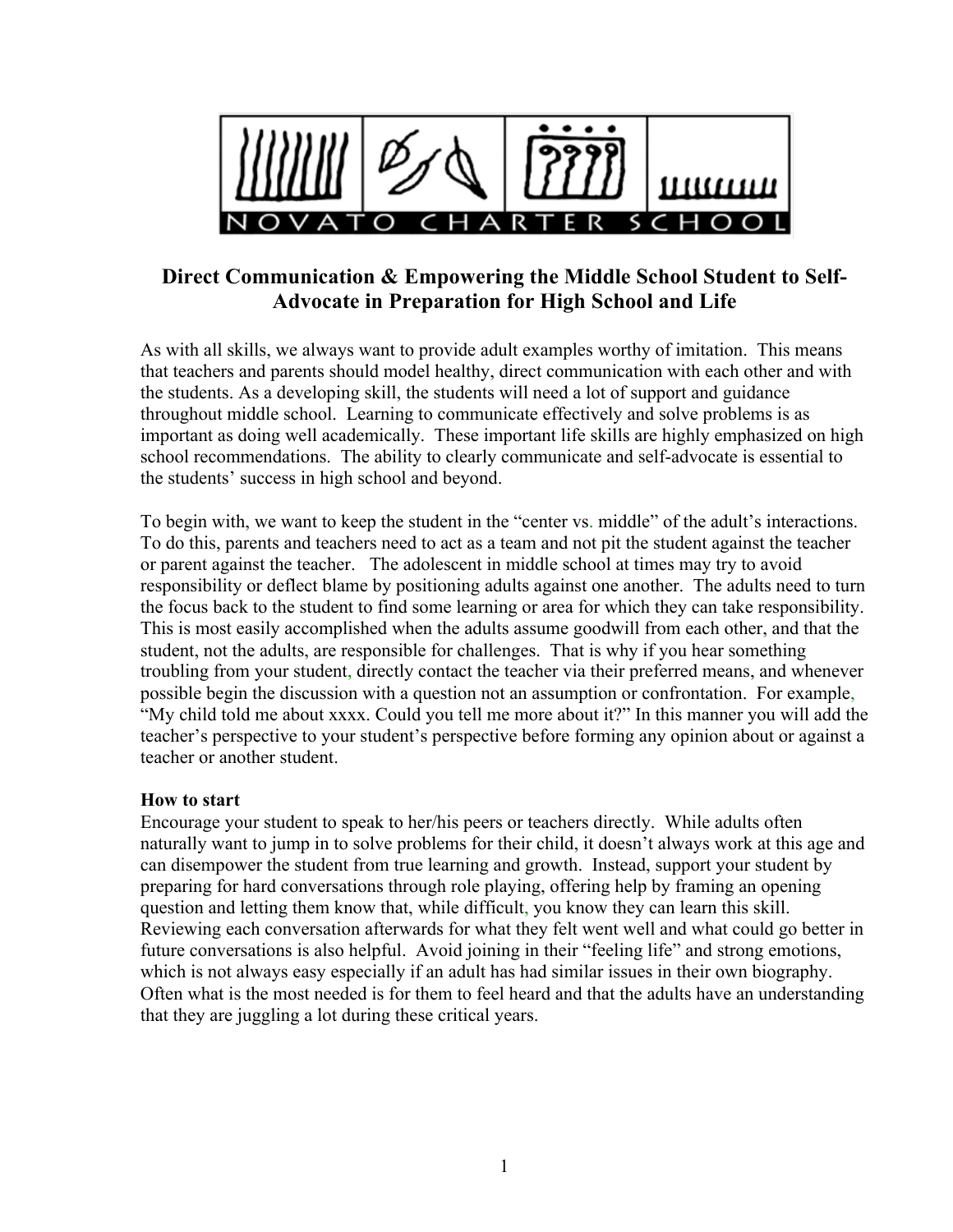# Direct Communication & Empowering the Middle School Student to Self-Advocate in Preparation for High School and Life

As with all skills, we always want to provide adult examples worthy of imitation. This means that teachers and parents should model healthy, direct communication with each other and with the students. As a developing skill, the students will need a lot of support and guidance throughout middle school. Learning to communicate effectively and solve problems is as important as doing well academically. These important life skills are highly emphasized on high school recommendations. The ability to clearly communicate and self-advocate is essential to the students' success in high school and beyond.

To begin with, we want to keep the student in the "center vs. middle" of the adult's interactions. To do this, parents and teachers need to act as a team and not pit the student against the teacher or parent against the teacher. The adolescent in middle school at times may try to avoid responsibility or deflect blame by positioning adults against one another. The adults need to turn the focus back to the student to find some learning or area for which they can take responsibility. This is most easily accomplished when the adults assume goodwill from each other, and that the student, not the adults, are responsible for challenges. That is why if you hear something troubling from your student, directly contact the teacher via their preferred means, and whenever possible begin the discussion with a question not an assumption or confrontation. For example, "My child told me about xxxx. Could you tell me more about it?" In this manner you will add the teacher's perspective to your student's perspective before forming any opinion about or against a teacher or another student.

**How to start**

Encourage your student to speak to her/his peers or teachers directly. While adults often naturally want to jump in to solve problems for their child, it doesn't always work at this age and can disempower the student from true learning and growth. Instead, support your student by preparing for hard conversations through role playing, offering help by framing an opening question and letting them know that, while difficult, you know they can learn this skill. Reviewing each conversation afterwards for what they felt went well and what could go better in future conversations is also helpful. Avoid joining in their "feeling life" and strong emotions, which is not always easy especially if an adult has had similar issues in their own biography. Often what is the most needed is for them to feel heard and that the adults have an understanding that they are juggling a lot during these critical years.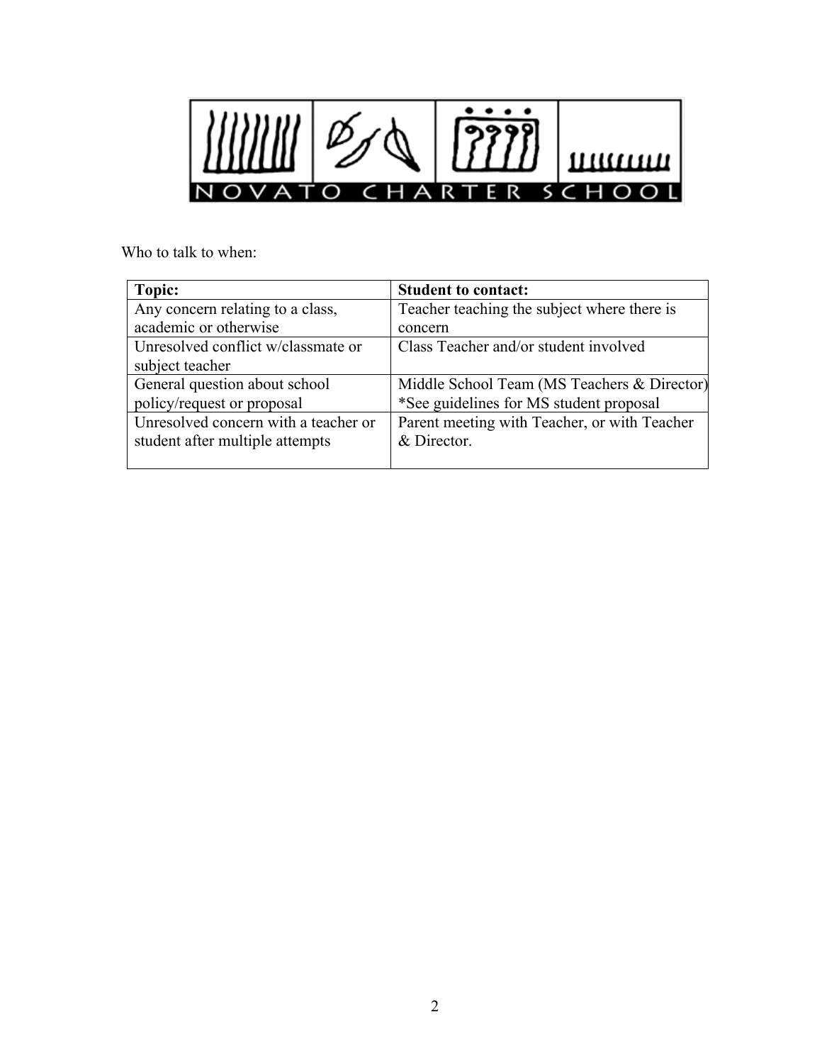NOVATO CHARTER SCHOOL

Who to talk to when:

| **Topic:** | **Student to contact:** |
| --- | --- |
| Any concern relating to a class, academic or otherwise | Teacher teaching the subject where there is concern |
| Unresolved conflict w/classmate or subject teacher | Class Teacher and/or student involved |
| General question about school policy/request or proposal | Middle School Team (MS Teachers & Director) *See guidelines for MS student proposal |
| Unresolved concern with a teacher or student after multiple attempts | Parent meeting with Teacher, or with Teacher & Director. |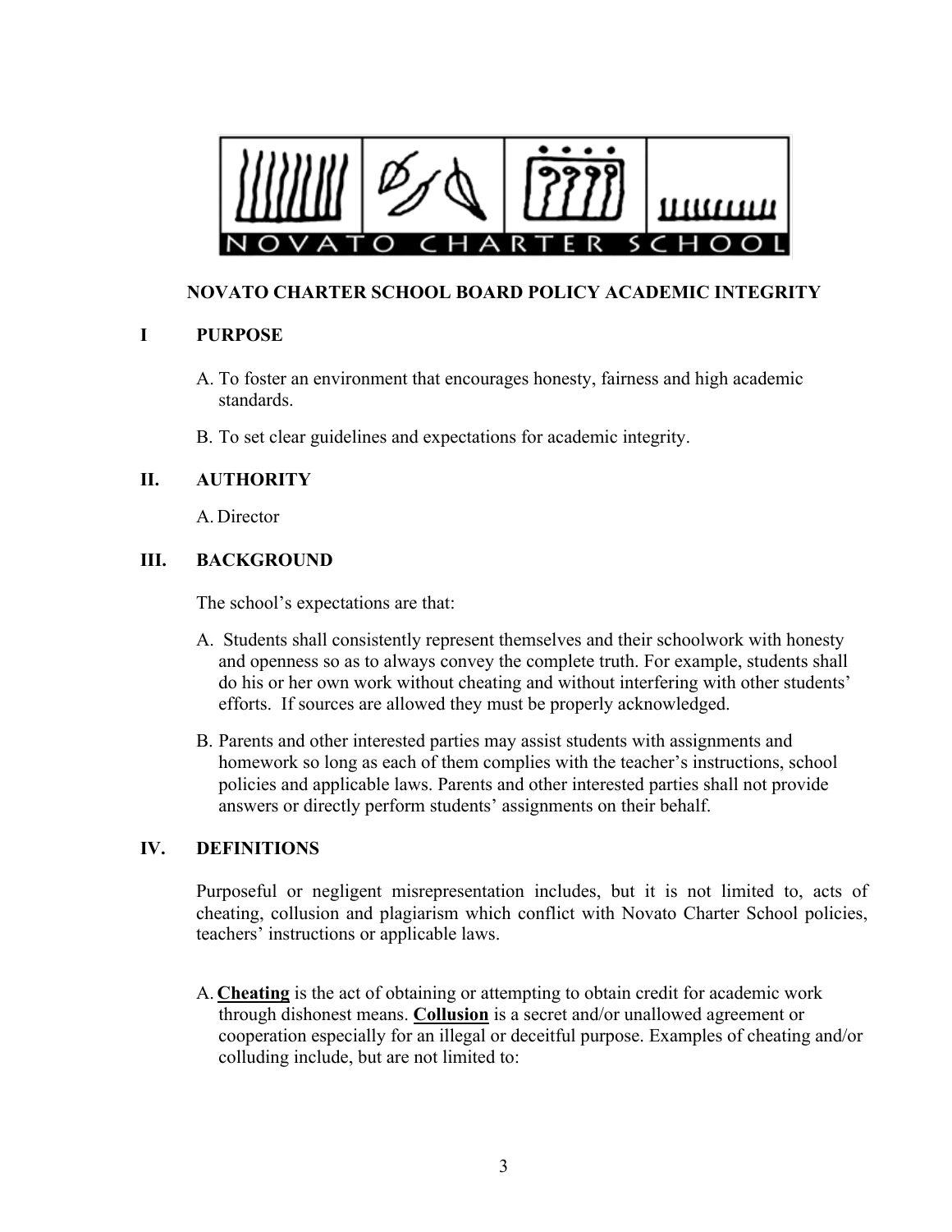# NOVATO CHARTER SCHOOL BOARD POLICY ACADEMIC INTEGRITY

## I PURPOSE

A. To foster an environment that encourages honesty, fairness and high academic standards.

B. To set clear guidelines and expectations for academic integrity.

## II. AUTHORITY

A. Director

## III. BACKGROUND

The school's expectations are that:

A. Students shall consistently represent themselves and their schoolwork with honesty and openness so as to always convey the complete truth. For example, students shall do his or her own work without cheating and without interfering with other students' efforts. If sources are allowed they must be properly acknowledged.

B. Parents and other interested parties may assist students with assignments and homework so long as each of them complies with the teacher's instructions, school policies and applicable laws. Parents and other interested parties shall not provide answers or directly perform students' assignments on their behalf.

## IV. DEFINITIONS

Purposeful or negligent misrepresentation includes, but it is not limited to, acts of cheating, collusion and plagiarism which conflict with Novato Charter School policies, teachers' instructions or applicable laws.

A. **Cheating** is the act of obtaining or attempting to obtain credit for academic work through dishonest means. **Collusion** is a secret and/or unallowed agreement or cooperation especially for an illegal or deceitful purpose. Examples of cheating and/or colluding include, but are not limited to: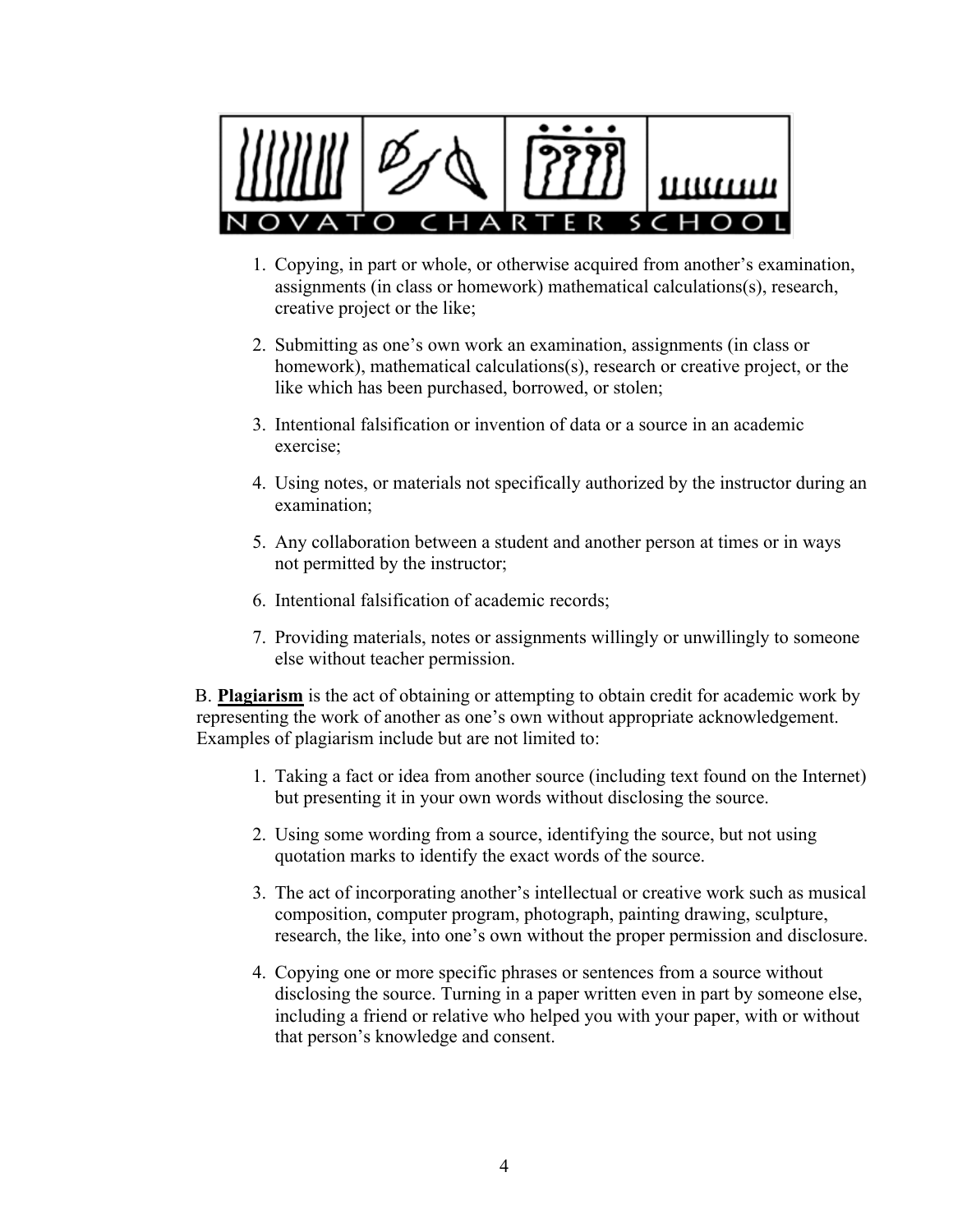1. Copying, in part or whole, or otherwise acquired from another's examination, assignments (in class or homework) mathematical calculations(s), research, creative project or the like;

2. Submitting as one's own work an examination, assignments (in class or homework), mathematical calculations(s), research or creative project, or the like which has been purchased, borrowed, or stolen;

3. Intentional falsification or invention of data or a source in an academic exercise;

4. Using notes, or materials not specifically authorized by the instructor during an examination;

5. Any collaboration between a student and another person at times or in ways not permitted by the instructor;

6. Intentional falsification of academic records;

7. Providing materials, notes or assignments willingly or unwillingly to someone else without teacher permission.

B. **Plagiarism** is the act of obtaining or attempting to obtain credit for academic work by representing the work of another as one's own without appropriate acknowledgement. Examples of plagiarism include but are not limited to:

1. Taking a fact or idea from another source (including text found on the Internet) but presenting it in your own words without disclosing the source.

2. Using some wording from a source, identifying the source, but not using quotation marks to identify the exact words of the source.

3. The act of incorporating another's intellectual or creative work such as musical composition, computer program, photograph, painting drawing, sculpture, research, the like, into one's own without the proper permission and disclosure.

4. Copying one or more specific phrases or sentences from a source without disclosing the source. Turning in a paper written even in part by someone else, including a friend or relative who helped you with your paper, with or without that person's knowledge and consent.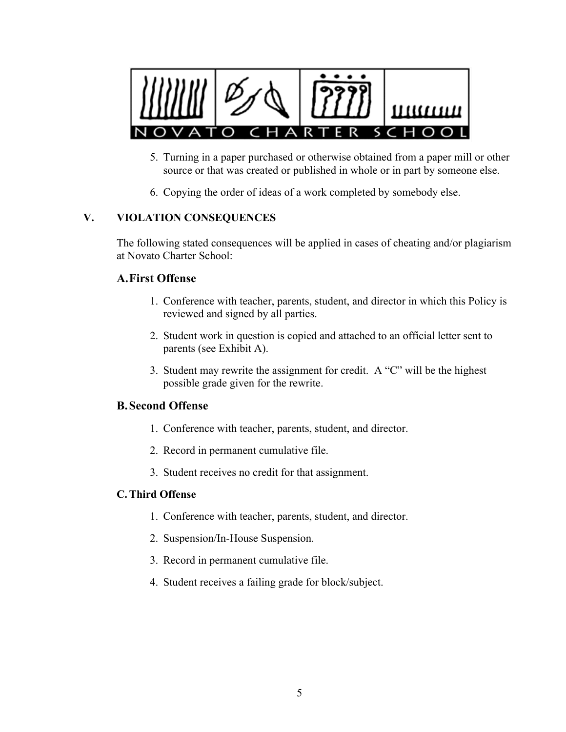5. Turning in a paper purchased or otherwise obtained from a paper mill or other source or that was created or published in whole or in part by someone else.

6. Copying the order of ideas of a work completed by somebody else.

## V. VIOLATION CONSEQUENCES

The following stated consequences will be applied in cases of cheating and/or plagiarism at Novato Charter School:

### A. First Offense

1. Conference with teacher, parents, student, and director in which this Policy is reviewed and signed by all parties.
2. Student work in question is copied and attached to an official letter sent to parents (see Exhibit A).
3. Student may rewrite the assignment for credit. A "C" will be the highest possible grade given for the rewrite.

### B. Second Offense

1. Conference with teacher, parents, student, and director.
2. Record in permanent cumulative file.
3. Student receives no credit for that assignment.

### C. Third Offense

1. Conference with teacher, parents, student, and director.
2. Suspension/In-House Suspension.
3. Record in permanent cumulative file.
4. Student receives a failing grade for block/subject.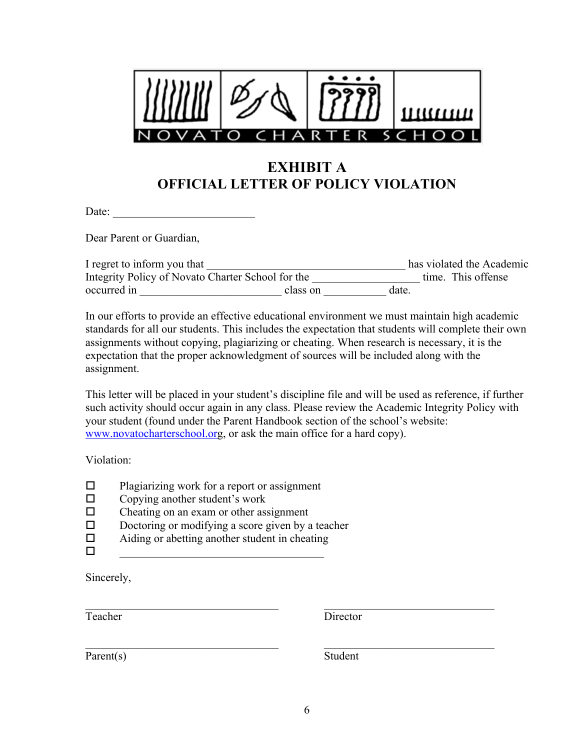NOVATO CHARTER SCHOOL

# EXHIBIT A
# OFFICIAL LETTER OF POLICY VIOLATION

Date: _________________________

Dear Parent or Guardian,

I regret to inform you that ___________________________________ has violated the Academic Integrity Policy of Novato Charter School for the ___________________ time. This offense occurred in _________________________ class on ___________ date.

In our efforts to provide an effective educational environment we must maintain high academic standards for all our students. This includes the expectation that students will complete their own assignments without copying, plagiarizing or cheating. When research is necessary, it is the expectation that the proper acknowledgment of sources will be included along with the assignment.

This letter will be placed in your student's discipline file and will be used as reference, if further such activity should occur again in any class. Please review the Academic Integrity Policy with your student (found under the Parent Handbook section of the school's website: www.novatocharterschool.org, or ask the main office for a hard copy).

Violation:

- ☐ Plagiarizing work for a report or assignment
- ☐ Copying another student's work
- ☐ Cheating on an exam or other assignment
- ☐ Doctoring or modifying a score given by a teacher
- ☐ Aiding or abetting another student in cheating
- ☐ ____________________________________

Sincerely,

| | |
|---|---|
| ______________________________ | ______________________________ |
| Teacher | Director |
| ______________________________ | ______________________________ |
| Parent(s) | Student |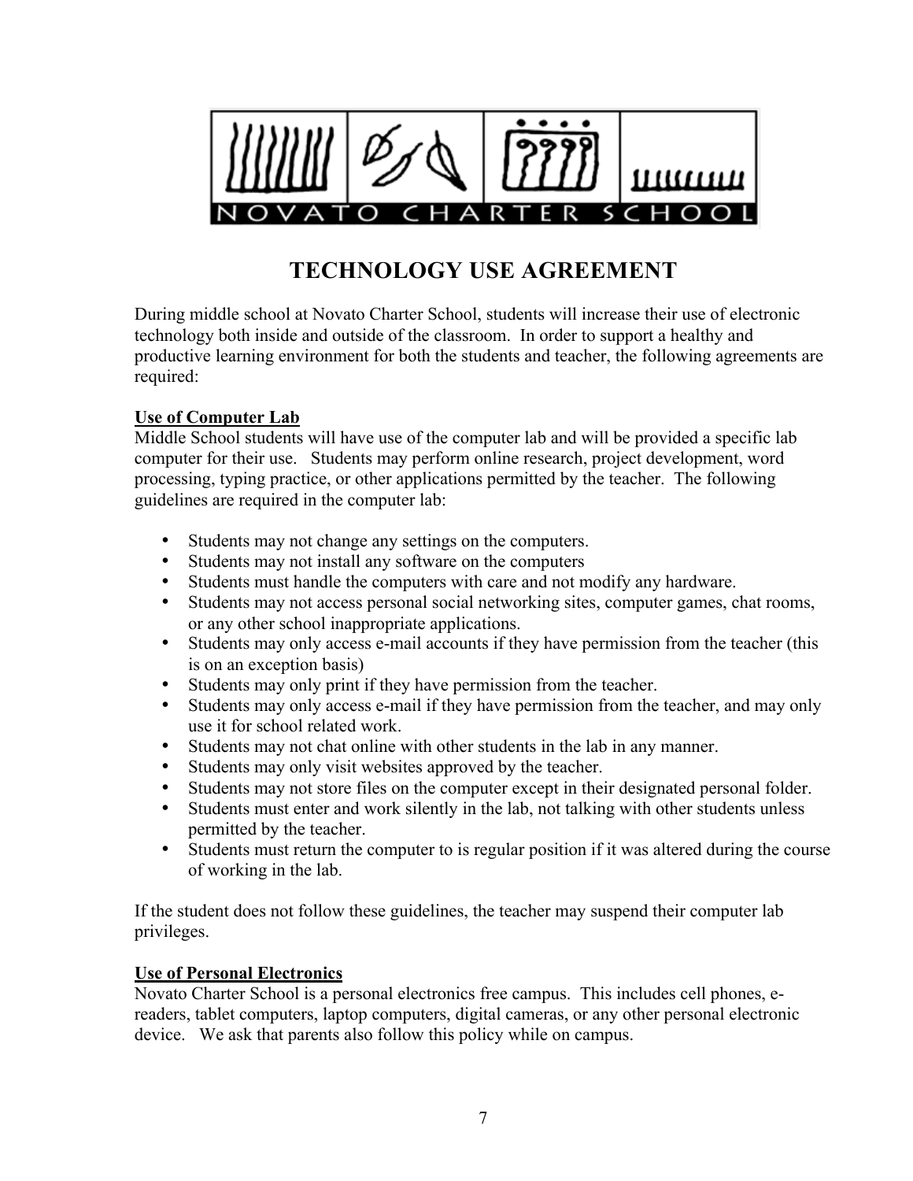NOVATO CHARTER SCHOOL

# TECHNOLOGY USE AGREEMENT

During middle school at Novato Charter School, students will increase their use of electronic technology both inside and outside of the classroom. In order to support a healthy and productive learning environment for both the students and teacher, the following agreements are required:

**Use of Computer Lab**

Middle School students will have use of the computer lab and will be provided a specific lab computer for their use. Students may perform online research, project development, word processing, typing practice, or other applications permitted by the teacher. The following guidelines are required in the computer lab:

- Students may not change any settings on the computers.
- Students may not install any software on the computers
- Students must handle the computers with care and not modify any hardware.
- Students may not access personal social networking sites, computer games, chat rooms, or any other school inappropriate applications.
- Students may only access e-mail accounts if they have permission from the teacher (this is on an exception basis)
- Students may only print if they have permission from the teacher.
- Students may only access e-mail if they have permission from the teacher, and may only use it for school related work.
- Students may not chat online with other students in the lab in any manner.
- Students may only visit websites approved by the teacher.
- Students may not store files on the computer except in their designated personal folder.
- Students must enter and work silently in the lab, not talking with other students unless permitted by the teacher.
- Students must return the computer to is regular position if it was altered during the course of working in the lab.

If the student does not follow these guidelines, the teacher may suspend their computer lab privileges.

**Use of Personal Electronics**

Novato Charter School is a personal electronics free campus. This includes cell phones, e-readers, tablet computers, laptop computers, digital cameras, or any other personal electronic device. We ask that parents also follow this policy while on campus.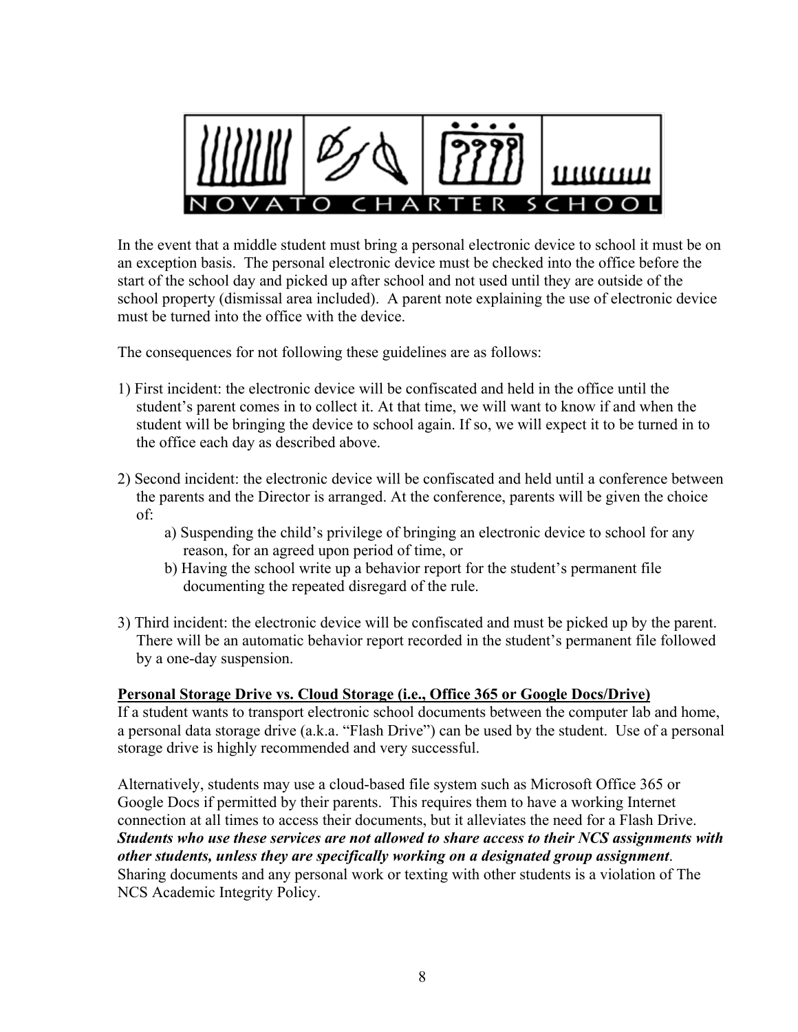In the event that a middle student must bring a personal electronic device to school it must be on an exception basis. The personal electronic device must be checked into the office before the start of the school day and picked up after school and not used until they are outside of the school property (dismissal area included). A parent note explaining the use of electronic device must be turned into the office with the device.

The consequences for not following these guidelines are as follows:

1) First incident: the electronic device will be confiscated and held in the office until the student's parent comes in to collect it. At that time, we will want to know if and when the student will be bringing the device to school again. If so, we will expect it to be turned in to the office each day as described above.

2) Second incident: the electronic device will be confiscated and held until a conference between the parents and the Director is arranged. At the conference, parents will be given the choice of:
    a) Suspending the child's privilege of bringing an electronic device to school for any reason, for an agreed upon period of time, or
    b) Having the school write up a behavior report for the student's permanent file documenting the repeated disregard of the rule.

3) Third incident: the electronic device will be confiscated and must be picked up by the parent. There will be an automatic behavior report recorded in the student's permanent file followed by a one-day suspension.

**Personal Storage Drive vs. Cloud Storage (i.e., Office 365 or Google Docs/Drive)**

If a student wants to transport electronic school documents between the computer lab and home, a personal data storage drive (a.k.a. "Flash Drive") can be used by the student. Use of a personal storage drive is highly recommended and very successful.

Alternatively, students may use a cloud-based file system such as Microsoft Office 365 or Google Docs if permitted by their parents. This requires them to have a working Internet connection at all times to access their documents, but it alleviates the need for a Flash Drive. ***Students who use these services are not allowed to share access to their NCS assignments with other students, unless they are specifically working on a designated group assignment***. Sharing documents and any personal work or texting with other students is a violation of The NCS Academic Integrity Policy.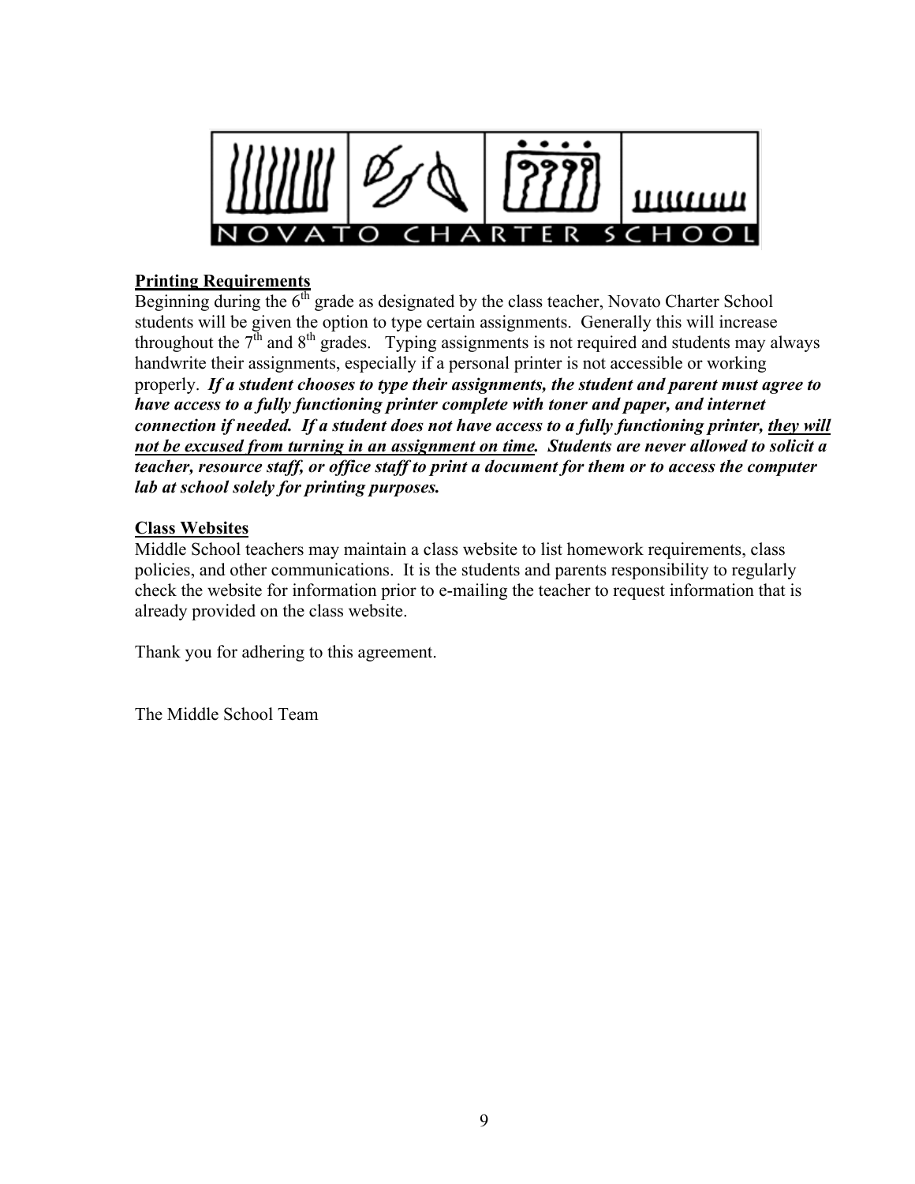NOVATO CHARTER SCHOOL

**Printing Requirements**

Beginning during the 6th grade as designated by the class teacher, Novato Charter School students will be given the option to type certain assignments. Generally this will increase throughout the 7th and 8th grades. Typing assignments is not required and students may always handwrite their assignments, especially if a personal printer is not accessible or working properly. ***If a student chooses to type their assignments, the student and parent must agree to have access to a fully functioning printer complete with toner and paper, and internet connection if needed. If a student does not have access to a fully functioning printer, <u>they will not be excused from turning in an assignment on time</u>. Students are never allowed to solicit a teacher, resource staff, or office staff to print a document for them or to access the computer lab at school solely for printing purposes.***

**Class Websites**

Middle School teachers may maintain a class website to list homework requirements, class policies, and other communications. It is the students and parents responsibility to regularly check the website for information prior to e-mailing the teacher to request information that is already provided on the class website.

Thank you for adhering to this agreement.

The Middle School Team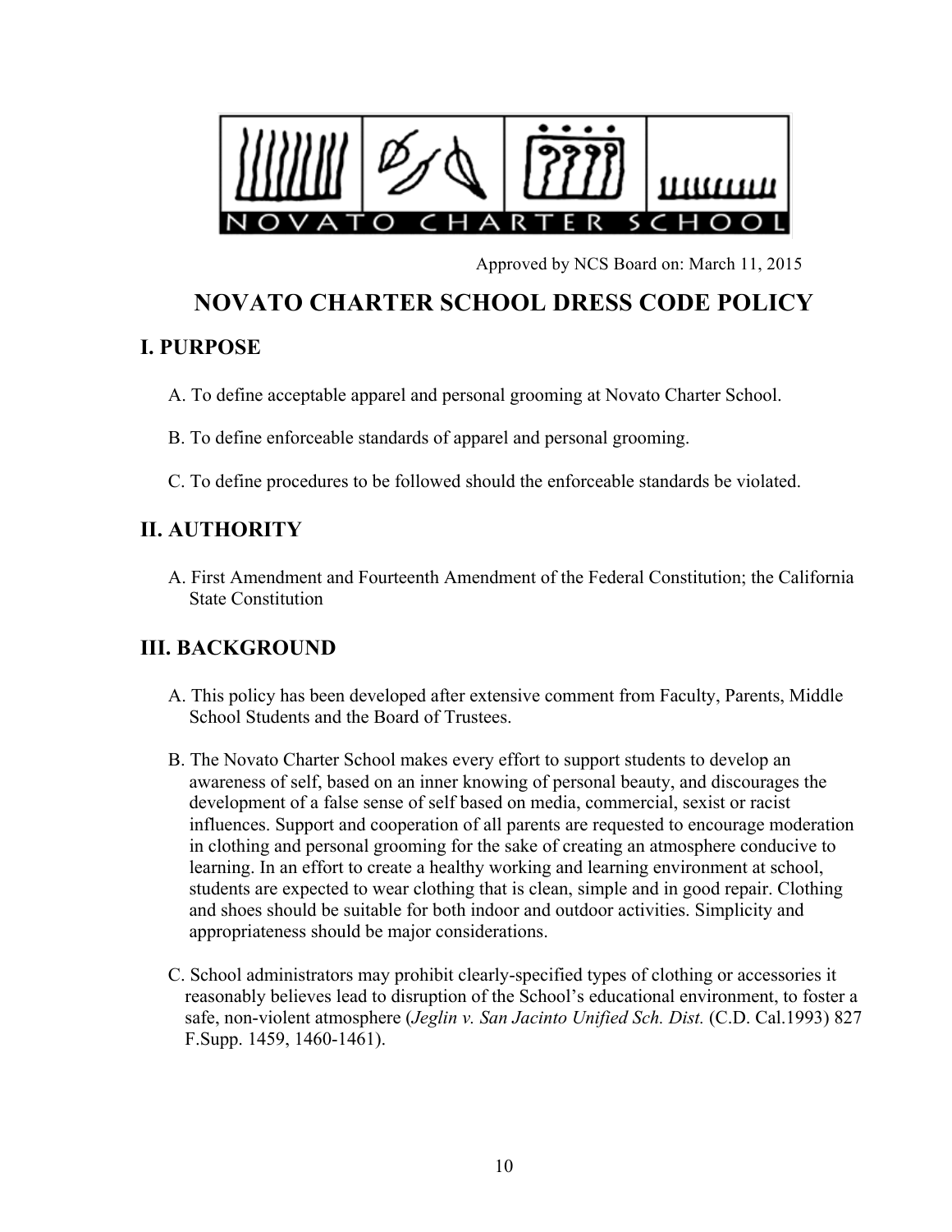NOVATO CHARTER SCHOOL

Approved by NCS Board on: March 11, 2015

# NOVATO CHARTER SCHOOL DRESS CODE POLICY

## I. PURPOSE

A. To define acceptable apparel and personal grooming at Novato Charter School.

B. To define enforceable standards of apparel and personal grooming.

C. To define procedures to be followed should the enforceable standards be violated.

## II. AUTHORITY

A. First Amendment and Fourteenth Amendment of the Federal Constitution; the California State Constitution

## III. BACKGROUND

A. This policy has been developed after extensive comment from Faculty, Parents, Middle School Students and the Board of Trustees.

B. The Novato Charter School makes every effort to support students to develop an awareness of self, based on an inner knowing of personal beauty, and discourages the development of a false sense of self based on media, commercial, sexist or racist influences. Support and cooperation of all parents are requested to encourage moderation in clothing and personal grooming for the sake of creating an atmosphere conducive to learning. In an effort to create a healthy working and learning environment at school, students are expected to wear clothing that is clean, simple and in good repair. Clothing and shoes should be suitable for both indoor and outdoor activities. Simplicity and appropriateness should be major considerations.

C. School administrators may prohibit clearly-specified types of clothing or accessories it reasonably believes lead to disruption of the School's educational environment, to foster a safe, non-violent atmosphere (*Jeglin v. San Jacinto Unified Sch. Dist.* (C.D. Cal.1993) 827 F.Supp. 1459, 1460-1461).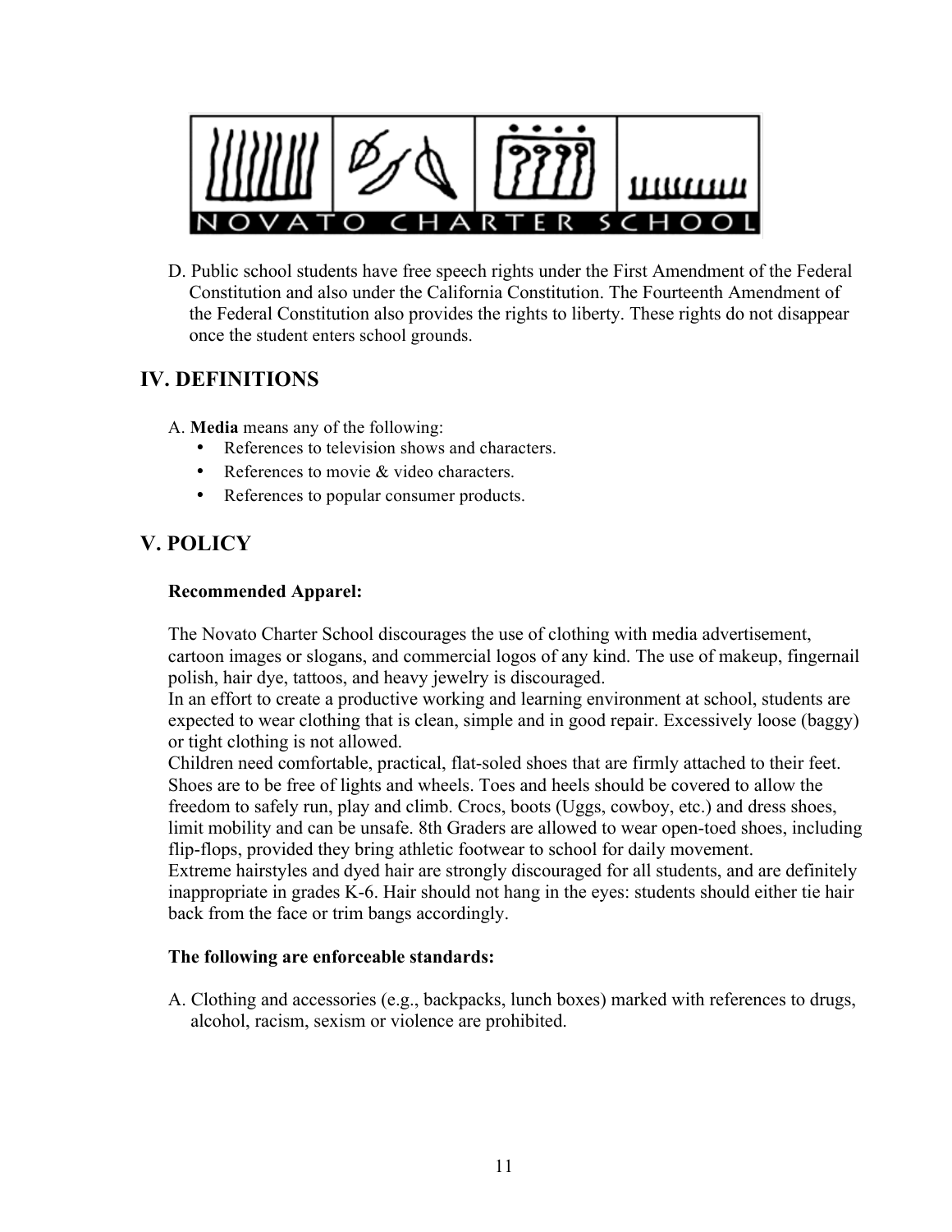D. Public school students have free speech rights under the First Amendment of the Federal Constitution and also under the California Constitution. The Fourteenth Amendment of the Federal Constitution also provides the rights to liberty. These rights do not disappear once the student enters school grounds.

## IV. DEFINITIONS

A. **Media** means any of the following:

- References to television shows and characters.
- References to movie & video characters.
- References to popular consumer products.

## V. POLICY

**Recommended Apparel:**

The Novato Charter School discourages the use of clothing with media advertisement, cartoon images or slogans, and commercial logos of any kind. The use of makeup, fingernail polish, hair dye, tattoos, and heavy jewelry is discouraged.

In an effort to create a productive working and learning environment at school, students are expected to wear clothing that is clean, simple and in good repair. Excessively loose (baggy) or tight clothing is not allowed.

Children need comfortable, practical, flat-soled shoes that are firmly attached to their feet. Shoes are to be free of lights and wheels. Toes and heels should be covered to allow the freedom to safely run, play and climb. Crocs, boots (Uggs, cowboy, etc.) and dress shoes, limit mobility and can be unsafe. 8th Graders are allowed to wear open-toed shoes, including flip-flops, provided they bring athletic footwear to school for daily movement.

Extreme hairstyles and dyed hair are strongly discouraged for all students, and are definitely inappropriate in grades K-6. Hair should not hang in the eyes: students should either tie hair back from the face or trim bangs accordingly.

**The following are enforceable standards:**

A. Clothing and accessories (e.g., backpacks, lunch boxes) marked with references to drugs, alcohol, racism, sexism or violence are prohibited.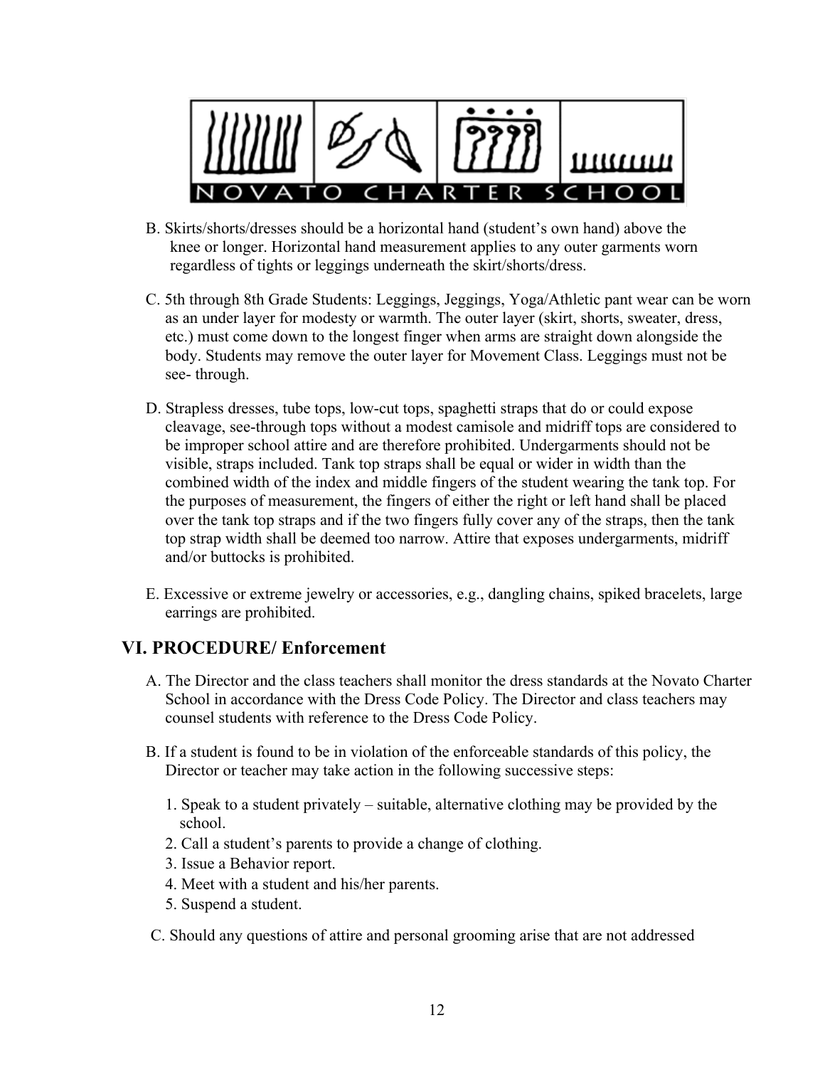B. Skirts/shorts/dresses should be a horizontal hand (student's own hand) above the knee or longer. Horizontal hand measurement applies to any outer garments worn regardless of tights or leggings underneath the skirt/shorts/dress.

C. 5th through 8th Grade Students: Leggings, Jeggings, Yoga/Athletic pant wear can be worn as an under layer for modesty or warmth. The outer layer (skirt, shorts, sweater, dress, etc.) must come down to the longest finger when arms are straight down alongside the body. Students may remove the outer layer for Movement Class. Leggings must not be see- through.

D. Strapless dresses, tube tops, low-cut tops, spaghetti straps that do or could expose cleavage, see-through tops without a modest camisole and midriff tops are considered to be improper school attire and are therefore prohibited. Undergarments should not be visible, straps included. Tank top straps shall be equal or wider in width than the combined width of the index and middle fingers of the student wearing the tank top. For the purposes of measurement, the fingers of either the right or left hand shall be placed over the tank top straps and if the two fingers fully cover any of the straps, then the tank top strap width shall be deemed too narrow. Attire that exposes undergarments, midriff and/or buttocks is prohibited.

E. Excessive or extreme jewelry or accessories, e.g., dangling chains, spiked bracelets, large earrings are prohibited.

## VI. PROCEDURE/ Enforcement

A. The Director and the class teachers shall monitor the dress standards at the Novato Charter School in accordance with the Dress Code Policy. The Director and class teachers may counsel students with reference to the Dress Code Policy.

B. If a student is found to be in violation of the enforceable standards of this policy, the Director or teacher may take action in the following successive steps:

1. Speak to a student privately – suitable, alternative clothing may be provided by the school.
2. Call a student's parents to provide a change of clothing.
3. Issue a Behavior report.
4. Meet with a student and his/her parents.
5. Suspend a student.

C. Should any questions of attire and personal grooming arise that are not addressed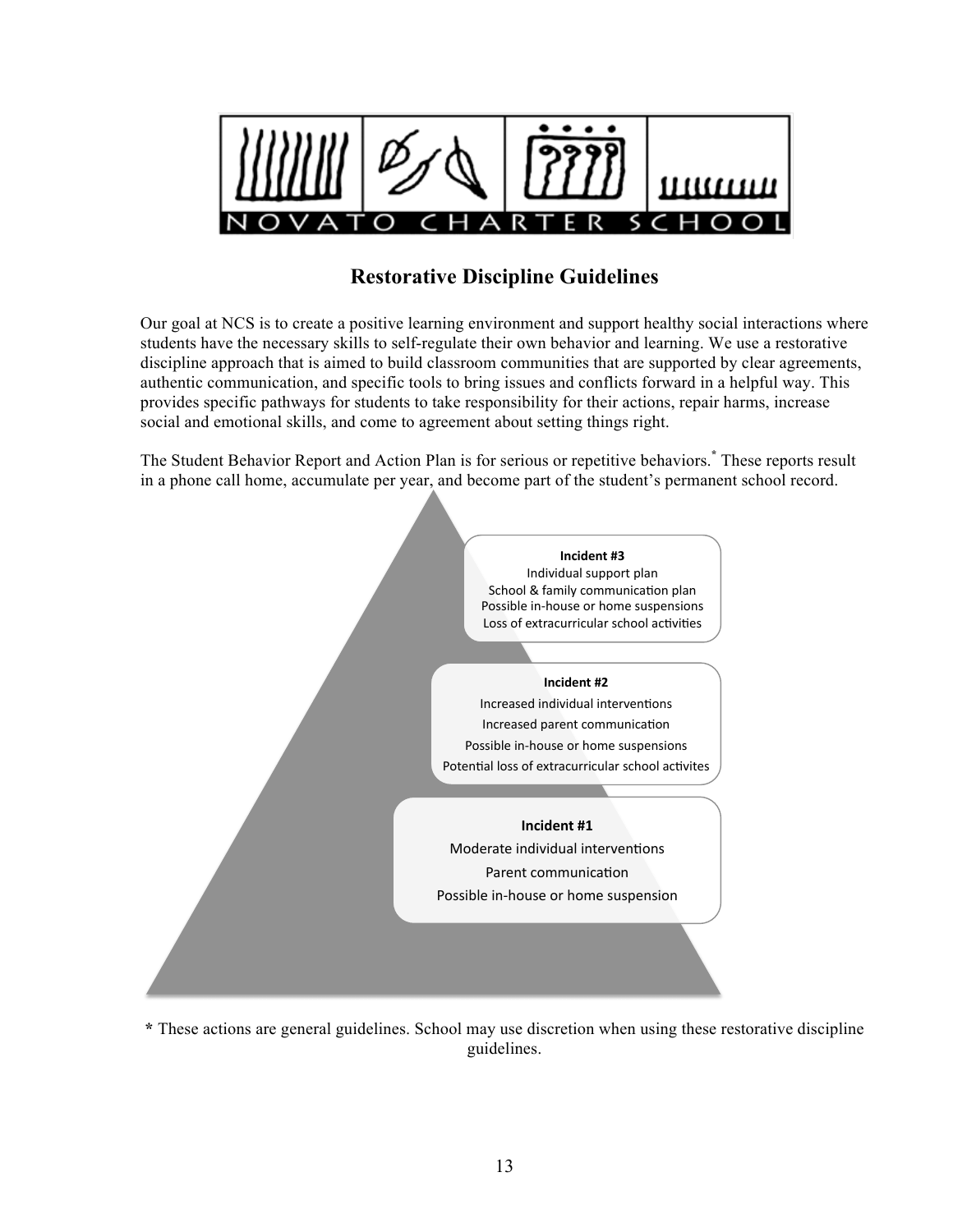NOVATO CHARTER SCHOOL

## Restorative Discipline Guidelines

Our goal at NCS is to create a positive learning environment and support healthy social interactions where students have the necessary skills to self-regulate their own behavior and learning. We use a restorative discipline approach that is aimed to build classroom communities that are supported by clear agreements, authentic communication, and specific tools to bring issues and conflicts forward in a helpful way. This provides specific pathways for students to take responsibility for their actions, repair harms, increase social and emotional skills, and come to agreement about setting things right.

The Student Behavior Report and Action Plan is for serious or repetitive behaviors.* These reports result in a phone call home, accumulate per year, and become part of the student's permanent school record.

**Incident #3**
- Individual support plan
- School & family communication plan
- Possible in-house or home suspensions
- Loss of extracurricular school activities

**Incident #2**
- Increased individual interventions
- Increased parent communication
- Possible in-house or home suspensions
- Potential loss of extracurricular school activites

**Incident #1**
- Moderate individual interventions
- Parent communication
- Possible in-house or home suspension

* These actions are general guidelines. School may use discretion when using these restorative discipline guidelines.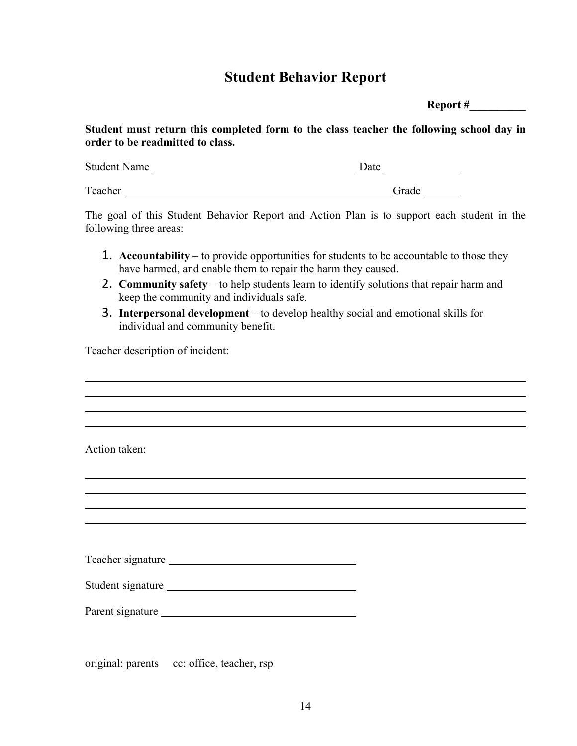# Student Behavior Report

**Report #__________**

**Student must return this completed form to the class teacher the following school day in order to be readmitted to class.**

Student Name ____________________________________ Date _____________

Teacher ________________________________________________ Grade ______

The goal of this Student Behavior Report and Action Plan is to support each student in the following three areas:

1. **Accountability** – to provide opportunities for students to be accountable to those they have harmed, and enable them to repair the harm they caused.
2. **Community safety** – to help students learn to identify solutions that repair harm and keep the community and individuals safe.
3. **Interpersonal development** – to develop healthy social and emotional skills for individual and community benefit.

Teacher description of incident:

________________________________________________________________________________

________________________________________________________________________________

________________________________________________________________________________

________________________________________________________________________________

Action taken:

________________________________________________________________________________

________________________________________________________________________________

________________________________________________________________________________

________________________________________________________________________________

Teacher signature _________________________________

Student signature _________________________________

Parent signature __________________________________

original: parents cc: office, teacher, rsp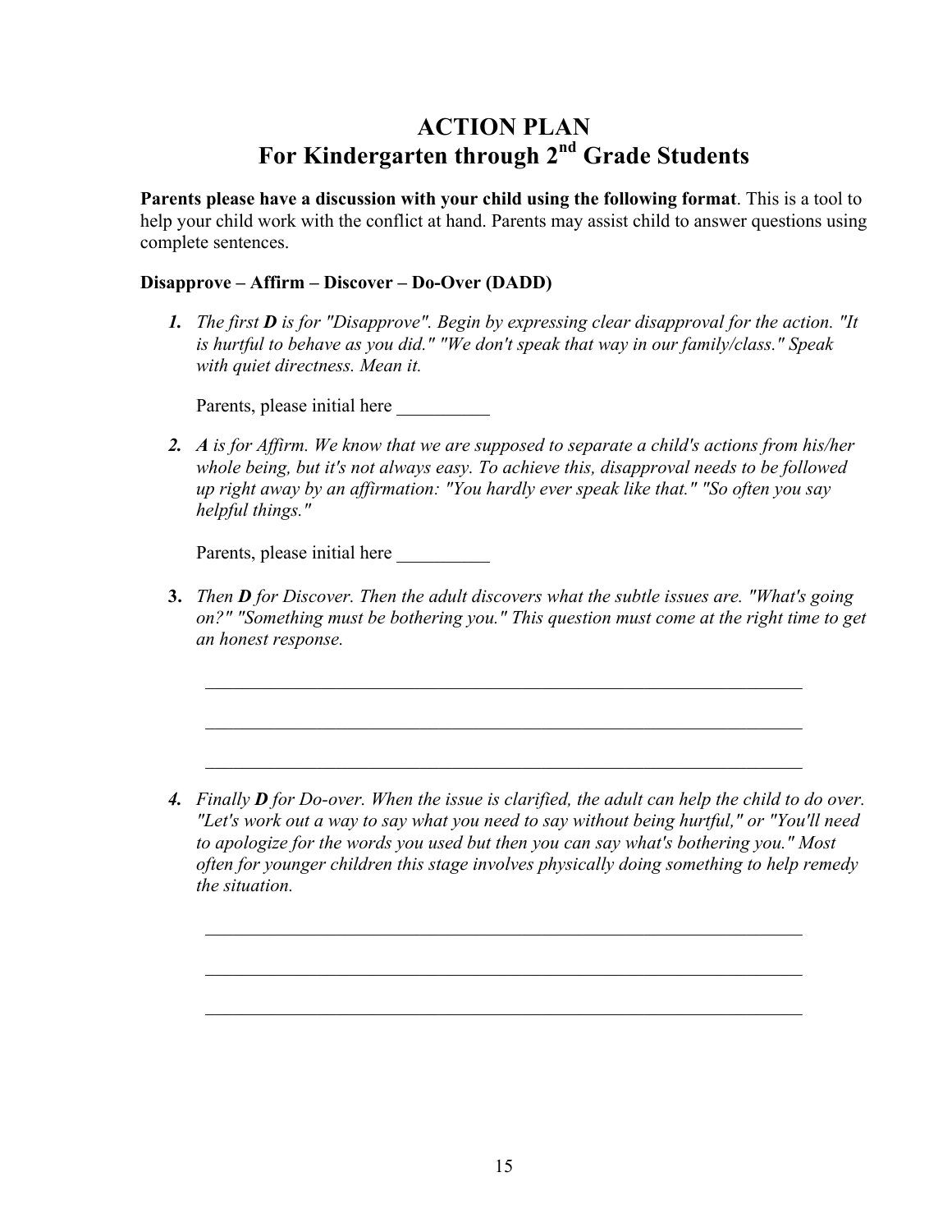# ACTION PLAN
## For Kindergarten through 2nd Grade Students

**Parents please have a discussion with your child using the following format**. This is a tool to help your child work with the conflict at hand. Parents may assist child to answer questions using complete sentences.

**Disapprove – Affirm – Discover – Do-Over (DADD)**

1. *The first **D** is for "Disapprove". Begin by expressing clear disapproval for the action. "It is hurtful to behave as you did." "We don't speak that way in our family/class." Speak with quiet directness. Mean it.*

   Parents, please initial here __________

2. ***A** is for Affirm. We know that we are supposed to separate a child's actions from his/her whole being, but it's not always easy. To achieve this, disapproval needs to be followed up right away by an affirmation: "You hardly ever speak like that." "So often you say helpful things."*

   Parents, please initial here __________

3. *Then **D** for Discover. Then the adult discovers what the subtle issues are. "What's going on?" "Something must be bothering you." This question must come at the right time to get an honest response.*

   ___________________________________________________________________

   ___________________________________________________________________

   ___________________________________________________________________

4. *Finally **D** for Do-over. When the issue is clarified, the adult can help the child to do over. "Let's work out a way to say what you need to say without being hurtful," or "You'll need to apologize for the words you used but then you can say what's bothering you." Most often for younger children this stage involves physically doing something to help remedy the situation.*

   ___________________________________________________________________

   ___________________________________________________________________

   ___________________________________________________________________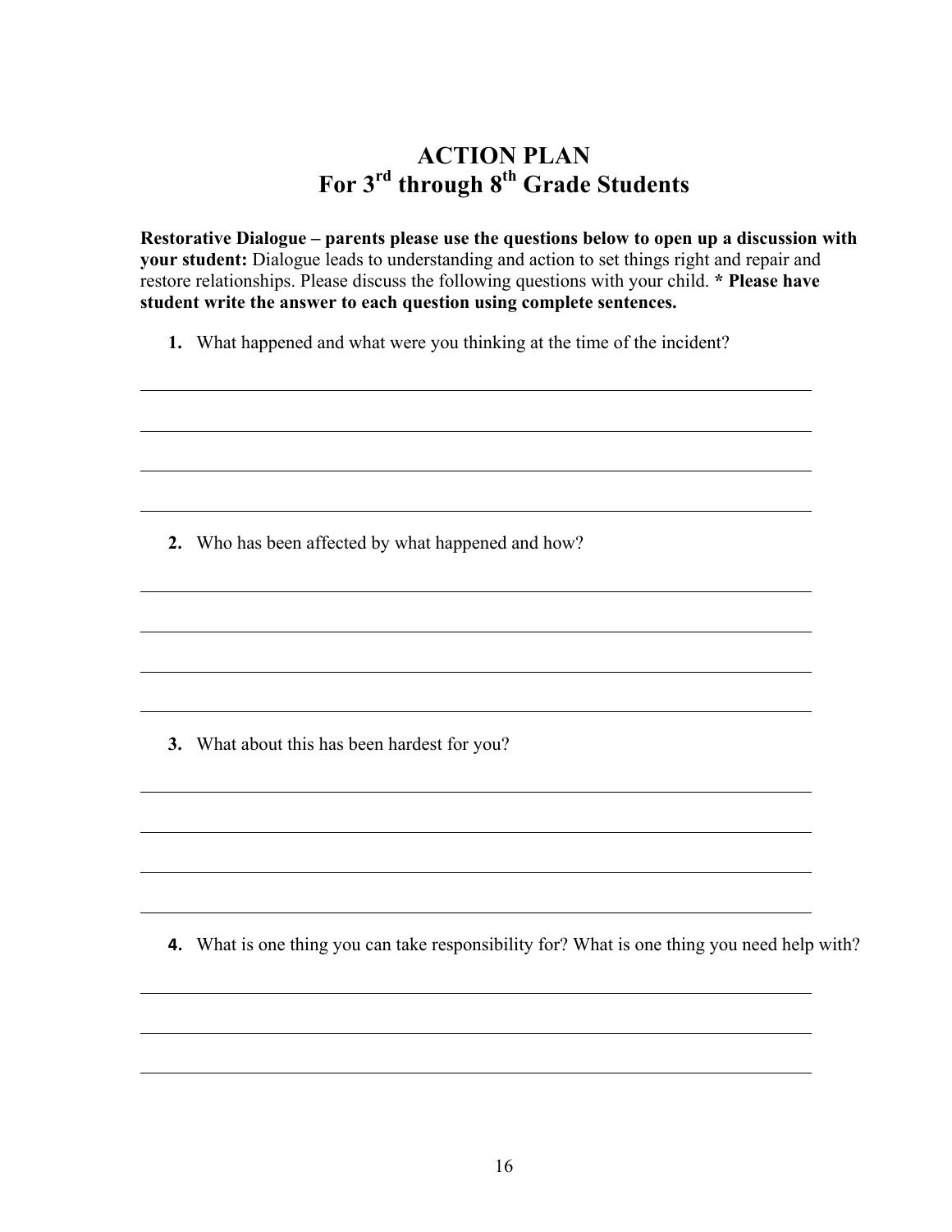# ACTION PLAN
# For 3rd through 8th Grade Students

**Restorative Dialogue – parents please use the questions below to open up a discussion with your student:** Dialogue leads to understanding and action to set things right and repair and restore relationships. Please discuss the following questions with your child. *** Please have student write the answer to each question using complete sentences.**

1. What happened and what were you thinking at the time of the incident?

______________________________________________________________________

______________________________________________________________________

______________________________________________________________________

______________________________________________________________________

2. Who has been affected by what happened and how?

______________________________________________________________________

______________________________________________________________________

______________________________________________________________________

______________________________________________________________________

3. What about this has been hardest for you?

______________________________________________________________________

______________________________________________________________________

______________________________________________________________________

______________________________________________________________________

4. What is one thing you can take responsibility for? What is one thing you need help with?

______________________________________________________________________

______________________________________________________________________

______________________________________________________________________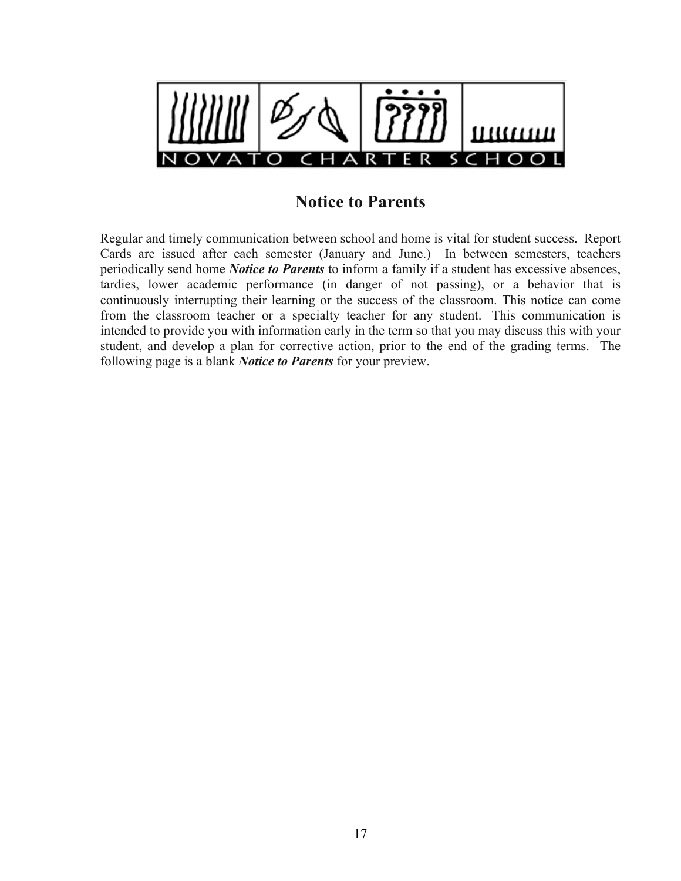NOVATO CHARTER SCHOOL

## Notice to Parents

Regular and timely communication between school and home is vital for student success. Report Cards are issued after each semester (January and June.) In between semesters, teachers periodically send home ***Notice to Parents*** to inform a family if a student has excessive absences, tardies, lower academic performance (in danger of not passing), or a behavior that is continuously interrupting their learning or the success of the classroom. This notice can come from the classroom teacher or a specialty teacher for any student. This communication is intended to provide you with information early in the term so that you may discuss this with your student, and develop a plan for corrective action, prior to the end of the grading terms. The following page is a blank ***Notice to Parents*** for your preview.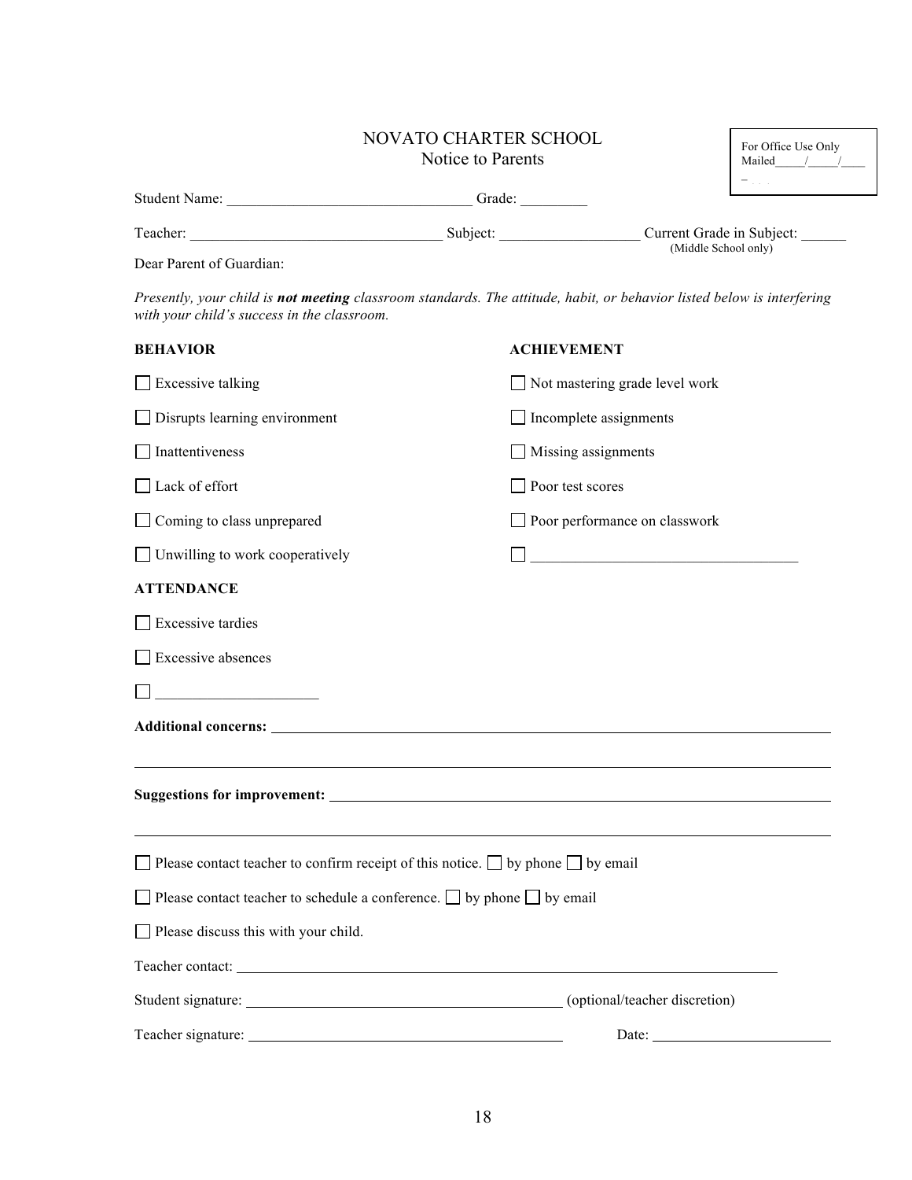# NOVATO CHARTER SCHOOL
## Notice to Parents

For Office Use Only
Mailed_____/_____/_____

Student Name: ________________________________ Grade: _________

Teacher: _________________________________ Subject: __________________ Current Grade in Subject: ______ (Middle School only)

Dear Parent of Guardian:

*Presently, your child is **not meeting** classroom standards. The attitude, habit, or behavior listed below is interfering with your child's success in the classroom.*

**BEHAVIOR**

- ☐ Excessive talking
- ☐ Disrupts learning environment
- ☐ Inattentiveness
- ☐ Lack of effort
- ☐ Coming to class unprepared
- ☐ Unwilling to work cooperatively

**ACHIEVEMENT**

- ☐ Not mastering grade level work
- ☐ Incomplete assignments
- ☐ Missing assignments
- ☐ Poor test scores
- ☐ Poor performance on classwork
- ☐ ___________________________________

**ATTENDANCE**

- ☐ Excessive tardies
- ☐ Excessive absences
- ☐ _____________________

**Additional concerns:** ____________________________________________________________

____________________________________________________________

**Suggestions for improvement:** ____________________________________________________________

____________________________________________________________

- ☐ Please contact teacher to confirm receipt of this notice. ☐ by phone ☐ by email
- ☐ Please contact teacher to schedule a conference. ☐ by phone ☐ by email
- ☐ Please discuss this with your child.

Teacher contact: ____________________________________________________________

Student signature: ____________________________________________ (optional/teacher discretion)

Teacher signature: ____________________________________________ Date: ________________________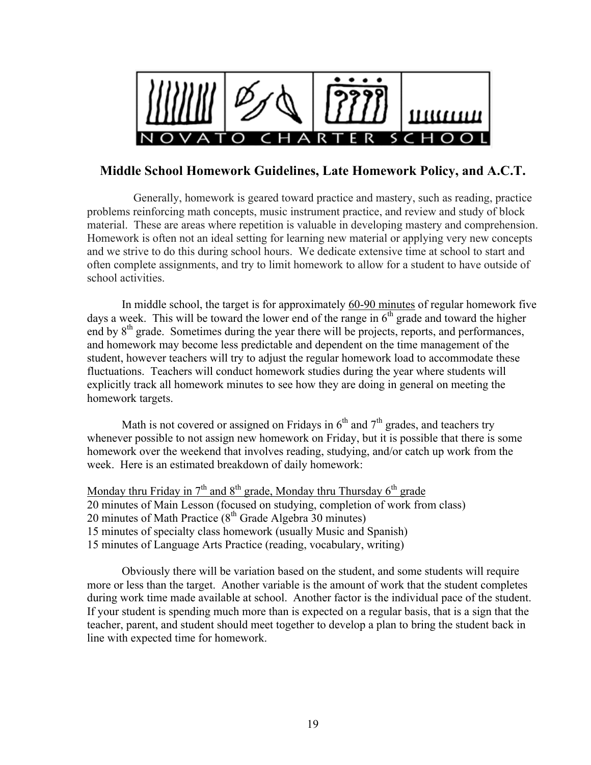NOVATO CHARTER SCHOOL

## Middle School Homework Guidelines, Late Homework Policy, and A.C.T.

Generally, homework is geared toward practice and mastery, such as reading, practice problems reinforcing math concepts, music instrument practice, and review and study of block material. These are areas where repetition is valuable in developing mastery and comprehension. Homework is often not an ideal setting for learning new material or applying very new concepts and we strive to do this during school hours. We dedicate extensive time at school to start and often complete assignments, and try to limit homework to allow for a student to have outside of school activities.

In middle school, the target is for approximately 60-90 minutes of regular homework five days a week. This will be toward the lower end of the range in 6th grade and toward the higher end by 8th grade. Sometimes during the year there will be projects, reports, and performances, and homework may become less predictable and dependent on the time management of the student, however teachers will try to adjust the regular homework load to accommodate these fluctuations. Teachers will conduct homework studies during the year where students will explicitly track all homework minutes to see how they are doing in general on meeting the homework targets.

Math is not covered or assigned on Fridays in 6th and 7th grades, and teachers try whenever possible to not assign new homework on Friday, but it is possible that there is some homework over the weekend that involves reading, studying, and/or catch up work from the week. Here is an estimated breakdown of daily homework:

Monday thru Friday in 7th and 8th grade, Monday thru Thursday 6th grade
20 minutes of Main Lesson (focused on studying, completion of work from class)
20 minutes of Math Practice (8th Grade Algebra 30 minutes)
15 minutes of specialty class homework (usually Music and Spanish)
15 minutes of Language Arts Practice (reading, vocabulary, writing)

Obviously there will be variation based on the student, and some students will require more or less than the target. Another variable is the amount of work that the student completes during work time made available at school. Another factor is the individual pace of the student. If your student is spending much more than is expected on a regular basis, that is a sign that the teacher, parent, and student should meet together to develop a plan to bring the student back in line with expected time for homework.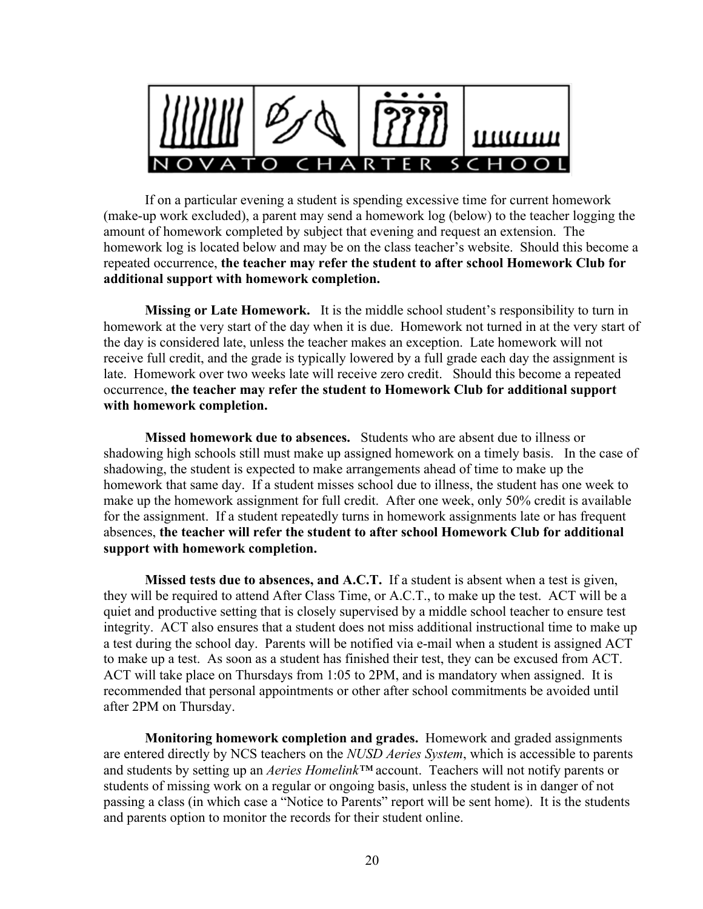NOVATO CHARTER SCHOOL

If on a particular evening a student is spending excessive time for current homework (make-up work excluded), a parent may send a homework log (below) to the teacher logging the amount of homework completed by subject that evening and request an extension. The homework log is located below and may be on the class teacher's website. Should this become a repeated occurrence, **the teacher may refer the student to after school Homework Club for additional support with homework completion.**

**Missing or Late Homework.** It is the middle school student's responsibility to turn in homework at the very start of the day when it is due. Homework not turned in at the very start of the day is considered late, unless the teacher makes an exception. Late homework will not receive full credit, and the grade is typically lowered by a full grade each day the assignment is late. Homework over two weeks late will receive zero credit. Should this become a repeated occurrence, **the teacher may refer the student to Homework Club for additional support with homework completion.**

**Missed homework due to absences.** Students who are absent due to illness or shadowing high schools still must make up assigned homework on a timely basis. In the case of shadowing, the student is expected to make arrangements ahead of time to make up the homework that same day. If a student misses school due to illness, the student has one week to make up the homework assignment for full credit. After one week, only 50% credit is available for the assignment. If a student repeatedly turns in homework assignments late or has frequent absences, **the teacher will refer the student to after school Homework Club for additional support with homework completion.**

**Missed tests due to absences, and A.C.T.** If a student is absent when a test is given, they will be required to attend After Class Time, or A.C.T., to make up the test. ACT will be a quiet and productive setting that is closely supervised by a middle school teacher to ensure test integrity. ACT also ensures that a student does not miss additional instructional time to make up a test during the school day. Parents will be notified via e-mail when a student is assigned ACT to make up a test. As soon as a student has finished their test, they can be excused from ACT. ACT will take place on Thursdays from 1:05 to 2PM, and is mandatory when assigned. It is recommended that personal appointments or other after school commitments be avoided until after 2PM on Thursday.

**Monitoring homework completion and grades.** Homework and graded assignments are entered directly by NCS teachers on the *NUSD Aeries System*, which is accessible to parents and students by setting up an *Aeries Homelink*™ account. Teachers will not notify parents or students of missing work on a regular or ongoing basis, unless the student is in danger of not passing a class (in which case a "Notice to Parents" report will be sent home). It is the students and parents option to monitor the records for their student online.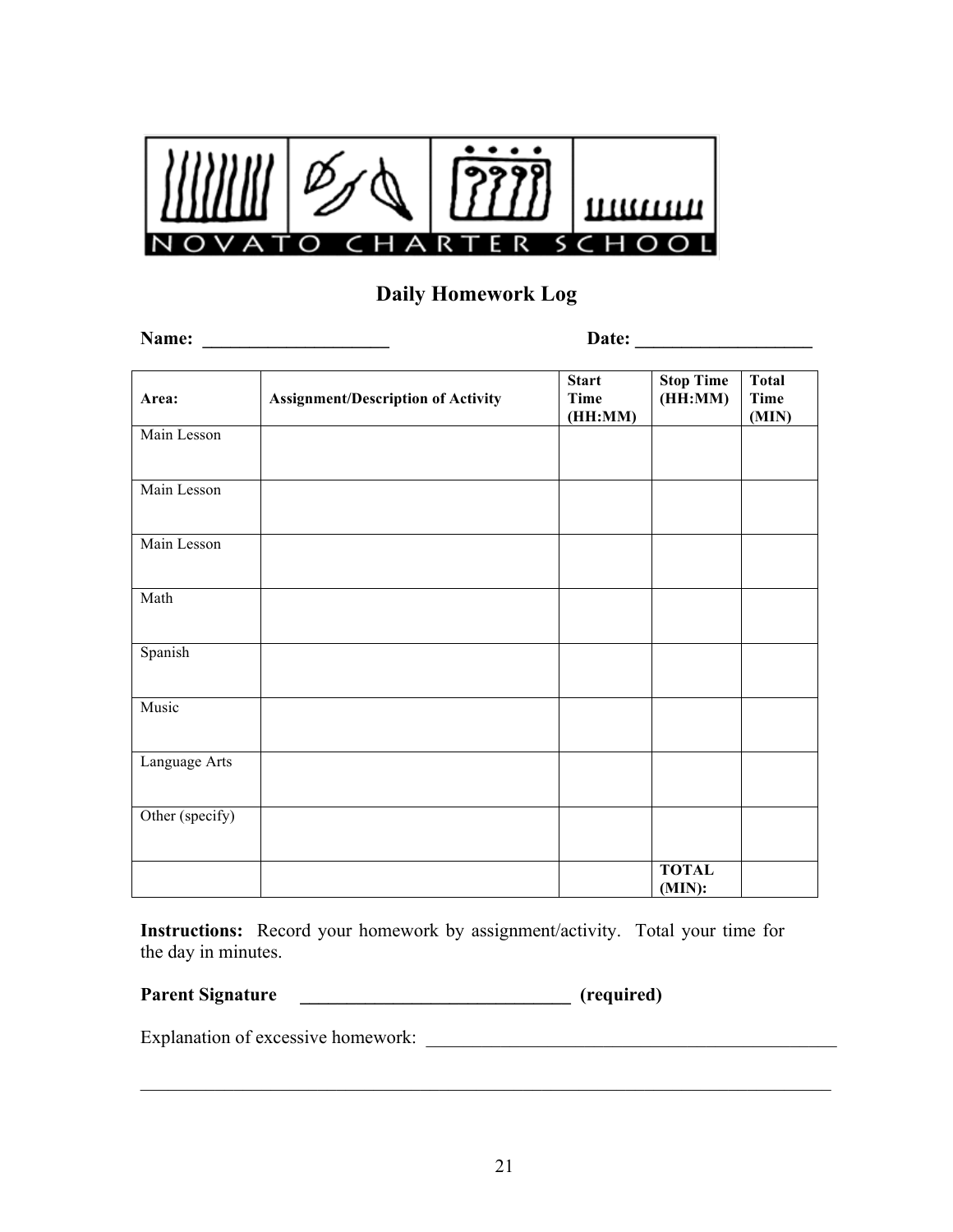NOVATO CHARTER SCHOOL

## Daily Homework Log

**Name: ____________________** **Date: ___________________**

| Area: | Assignment/Description of Activity | Start Time (HH:MM) | Stop Time (HH:MM) | Total Time (MIN) |
|---|---|---|---|---|
| Main Lesson | | | | |
| Main Lesson | | | | |
| Main Lesson | | | | |
| Math | | | | |
| Spanish | | | | |
| Music | | | | |
| Language Arts | | | | |
| Other (specify) | | | | |
| | | | **TOTAL (MIN):** | |

**Instructions:** Record your homework by assignment/activity. Total your time for the day in minutes.

**Parent Signature ______________________________ (required)**

Explanation of excessive homework: ______________________________________________

___________________________________________________________________________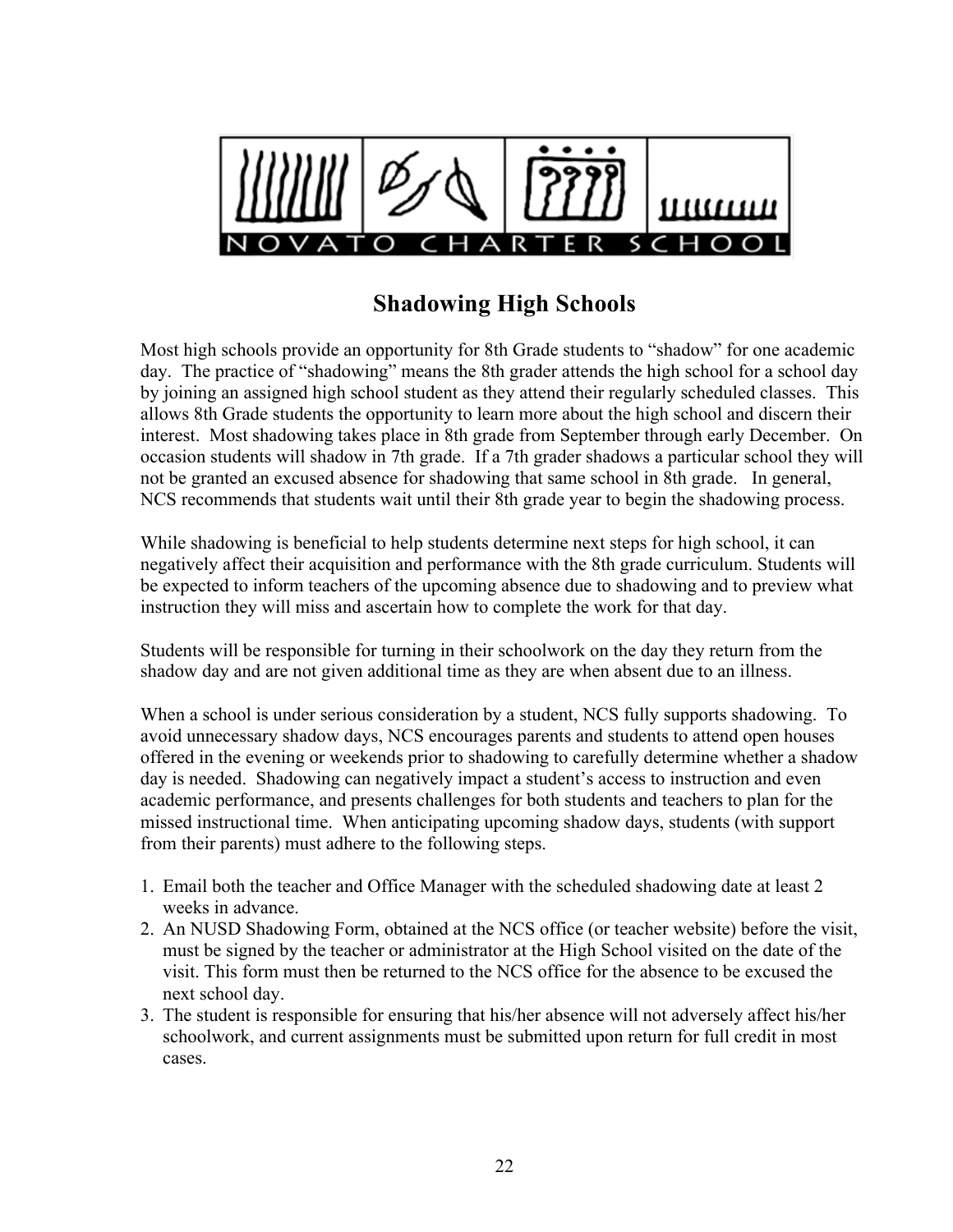## Shadowing High Schools

Most high schools provide an opportunity for 8th Grade students to "shadow" for one academic day. The practice of "shadowing" means the 8th grader attends the high school for a school day by joining an assigned high school student as they attend their regularly scheduled classes. This allows 8th Grade students the opportunity to learn more about the high school and discern their interest. Most shadowing takes place in 8th grade from September through early December. On occasion students will shadow in 7th grade. If a 7th grader shadows a particular school they will not be granted an excused absence for shadowing that same school in 8th grade. In general, NCS recommends that students wait until their 8th grade year to begin the shadowing process.

While shadowing is beneficial to help students determine next steps for high school, it can negatively affect their acquisition and performance with the 8th grade curriculum. Students will be expected to inform teachers of the upcoming absence due to shadowing and to preview what instruction they will miss and ascertain how to complete the work for that day.

Students will be responsible for turning in their schoolwork on the day they return from the shadow day and are not given additional time as they are when absent due to an illness.

When a school is under serious consideration by a student, NCS fully supports shadowing. To avoid unnecessary shadow days, NCS encourages parents and students to attend open houses offered in the evening or weekends prior to shadowing to carefully determine whether a shadow day is needed. Shadowing can negatively impact a student's access to instruction and even academic performance, and presents challenges for both students and teachers to plan for the missed instructional time. When anticipating upcoming shadow days, students (with support from their parents) must adhere to the following steps.

1. Email both the teacher and Office Manager with the scheduled shadowing date at least 2 weeks in advance.
2. An NUSD Shadowing Form, obtained at the NCS office (or teacher website) before the visit, must be signed by the teacher or administrator at the High School visited on the date of the visit. This form must then be returned to the NCS office for the absence to be excused the next school day.
3. The student is responsible for ensuring that his/her absence will not adversely affect his/her schoolwork, and current assignments must be submitted upon return for full credit in most cases.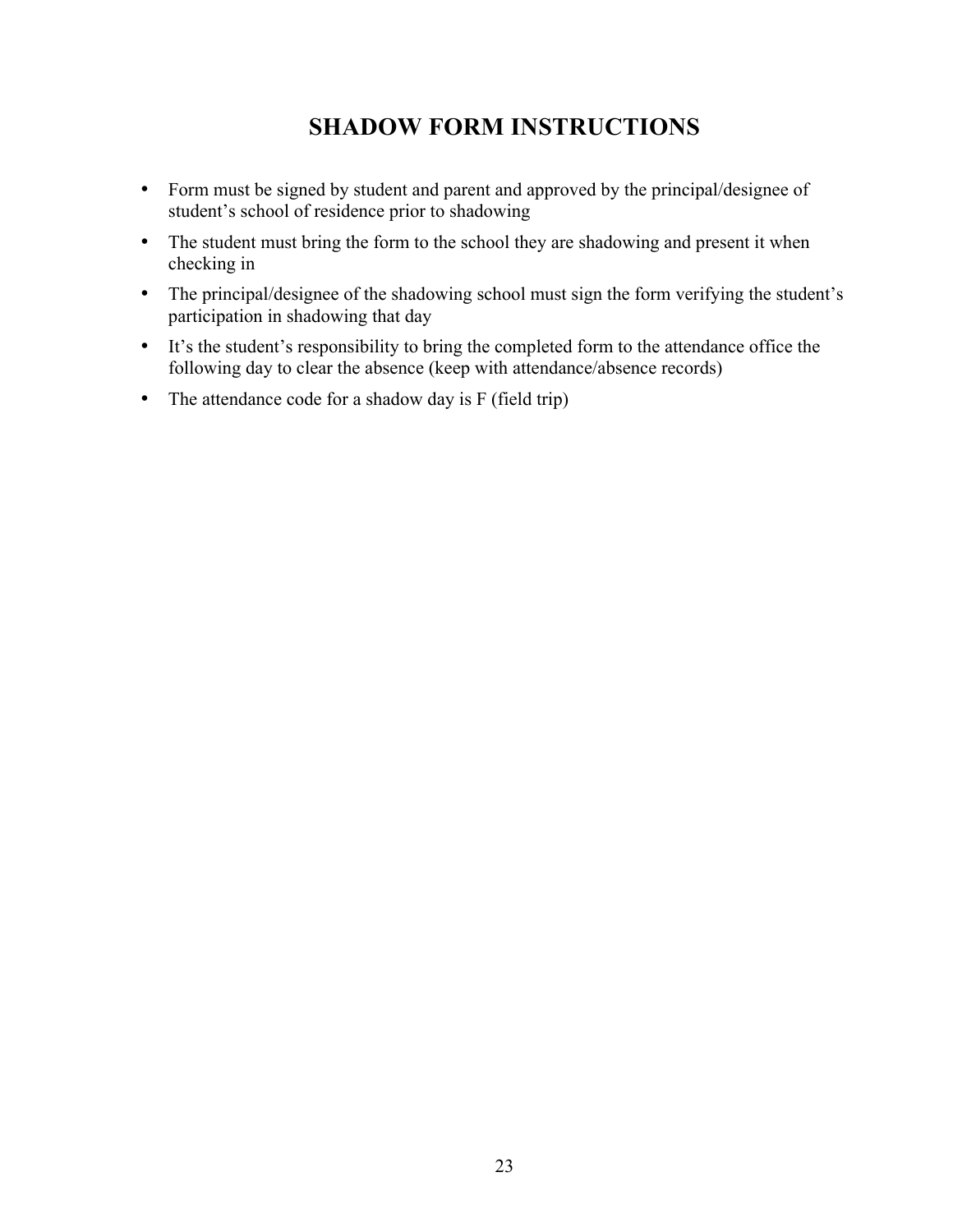# SHADOW FORM INSTRUCTIONS

- Form must be signed by student and parent and approved by the principal/designee of student's school of residence prior to shadowing
- The student must bring the form to the school they are shadowing and present it when checking in
- The principal/designee of the shadowing school must sign the form verifying the student's participation in shadowing that day
- It's the student's responsibility to bring the completed form to the attendance office the following day to clear the absence (keep with attendance/absence records)
- The attendance code for a shadow day is F (field trip)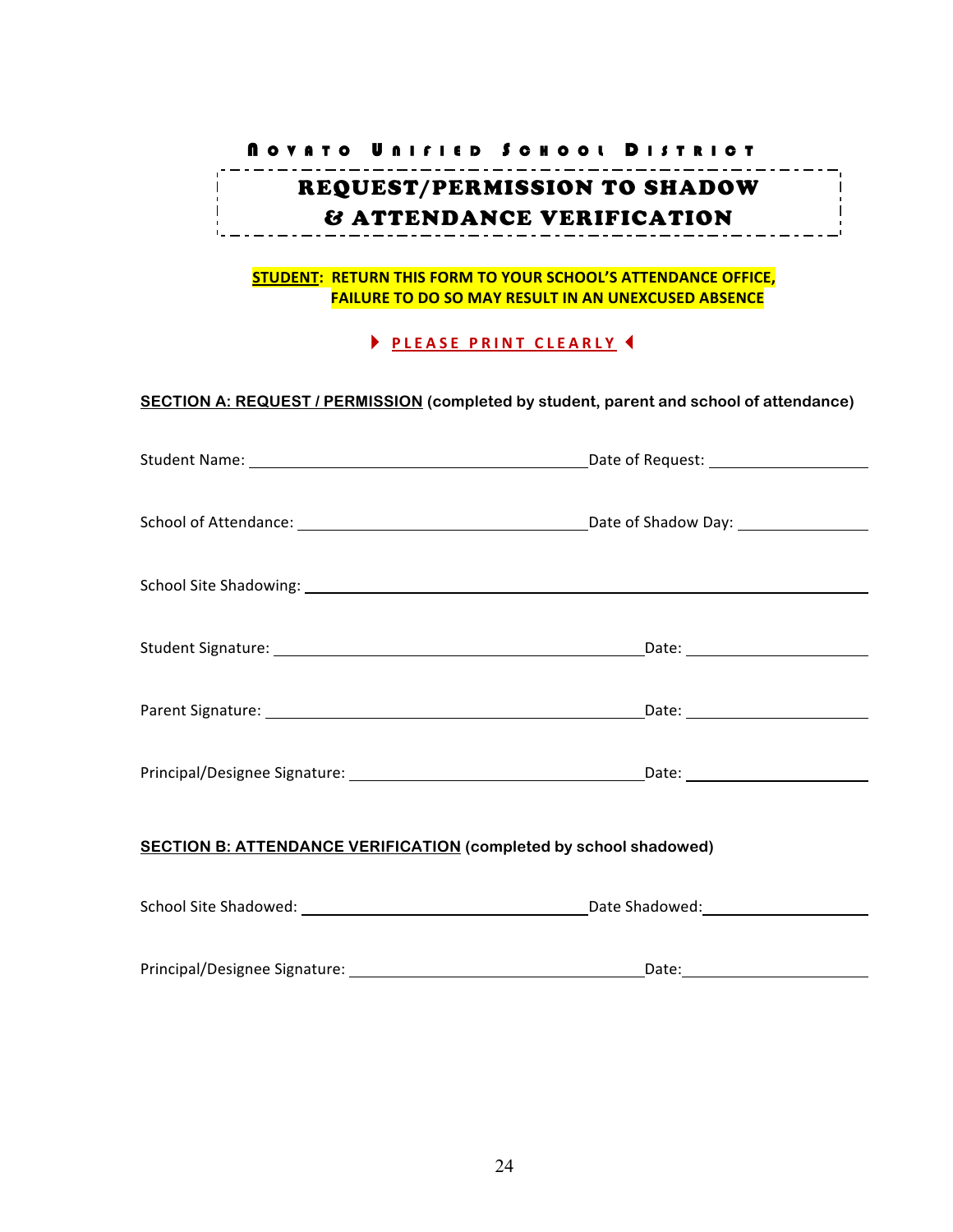NOVATO UNIFIED SCHOOL DISTRICT

# REQUEST/PERMISSION TO SHADOW & ATTENDANCE VERIFICATION

**STUDENT: RETURN THIS FORM TO YOUR SCHOOL'S ATTENDANCE OFFICE, FAILURE TO DO SO MAY RESULT IN AN UNEXCUSED ABSENCE**

**PLEASE PRINT CLEARLY**

**SECTION A: REQUEST / PERMISSION (completed by student, parent and school of attendance)**

Student Name: ______________________________ Date of Request: ______________

School of Attendance: __________________________ Date of Shadow Day: ___________

School Site Shadowing: ___________________________________________________

Student Signature: ________________________________ Date: ________________

Parent Signature: _________________________________ Date: ________________

Principal/Designee Signature: _________________________ Date: ________________

**SECTION B: ATTENDANCE VERIFICATION (completed by school shadowed)**

School Site Shadowed: __________________________ Date Shadowed: ______________

Principal/Designee Signature: _________________________ Date: ________________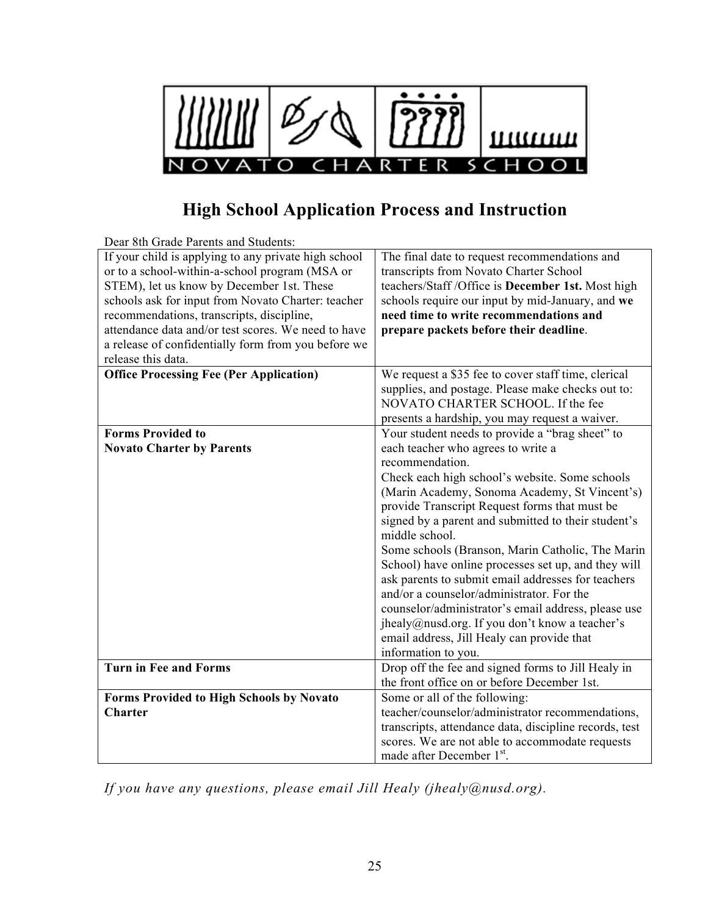NOVATO CHARTER SCHOOL

# High School Application Process and Instruction

Dear 8th Grade Parents and Students:

| | |
|---|---|
| If your child is applying to any private high school or to a school-within-a-school program (MSA or STEM), let us know by December 1st. These schools ask for input from Novato Charter: teacher recommendations, transcripts, discipline, attendance data and/or test scores. We need to have a release of confidentially form from you before we release this data. | The final date to request recommendations and transcripts from Novato Charter School teachers/Staff /Office is **December 1st.** Most high schools require our input by mid-January, and **we need time to write recommendations and prepare packets before their deadline**. |
| **Office Processing Fee (Per Application)** | We request a $35 fee to cover staff time, clerical supplies, and postage. Please make checks out to: NOVATO CHARTER SCHOOL. If the fee presents a hardship, you may request a waiver. |
| **Forms Provided to Novato Charter by Parents** | Your student needs to provide a "brag sheet" to each teacher who agrees to write a recommendation.<br>Check each high school's website. Some schools (Marin Academy, Sonoma Academy, St Vincent's) provide Transcript Request forms that must be signed by a parent and submitted to their student's middle school.<br>Some schools (Branson, Marin Catholic, The Marin School) have online processes set up, and they will ask parents to submit email addresses for teachers and/or a counselor/administrator. For the counselor/administrator's email address, please use jhealy@nusd.org. If you don't know a teacher's email address, Jill Healy can provide that information to you. |
| **Turn in Fee and Forms** | Drop off the fee and signed forms to Jill Healy in the front office on or before December 1st. |
| **Forms Provided to High Schools by Novato Charter** | Some or all of the following: teacher/counselor/administrator recommendations, transcripts, attendance data, discipline records, test scores. We are not able to accommodate requests made after December 1st. |

*If you have any questions, please email Jill Healy (jhealy@nusd.org).*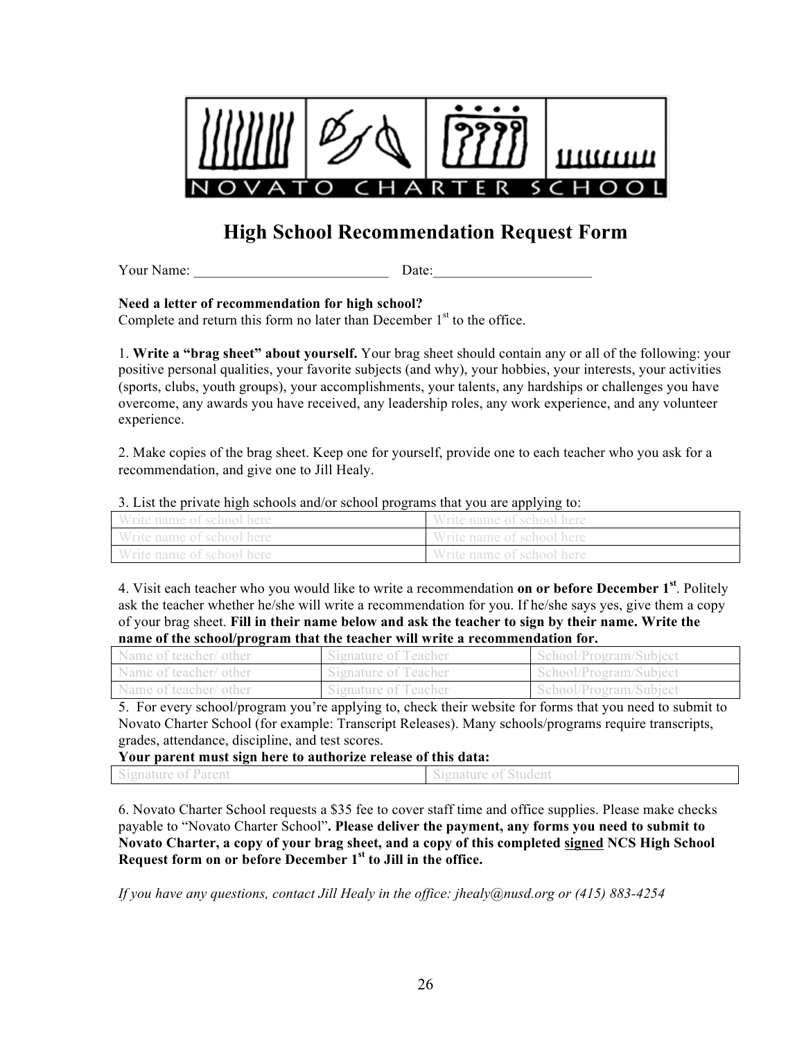NOVATO CHARTER SCHOOL

# High School Recommendation Request Form

Your Name: ___________________________ Date:______________________

**Need a letter of recommendation for high school?**
Complete and return this form no later than December 1st to the office.

1. **Write a "brag sheet" about yourself.** Your brag sheet should contain any or all of the following: your positive personal qualities, your favorite subjects (and why), your hobbies, your interests, your activities (sports, clubs, youth groups), your accomplishments, your talents, any hardships or challenges you have overcome, any awards you have received, any leadership roles, any work experience, and any volunteer experience.

2. Make copies of the brag sheet. Keep one for yourself, provide one to each teacher who you ask for a recommendation, and give one to Jill Healy.

3. List the private high schools and/or school programs that you are applying to:

| | |
|---|---|
| Write name of school here | Write name of school here |
| Write name of school here | Write name of school here |
| Write name of school here | Write name of school here |

4. Visit each teacher who you would like to write a recommendation **on or before December 1st**. Politely ask the teacher whether he/she will write a recommendation for you. If he/she says yes, give them a copy of your brag sheet. **Fill in their name below and ask the teacher to sign by their name. Write the name of the school/program that the teacher will write a recommendation for.**

| | | |
|---|---|---|
| Name of teacher/ other | Signature of Teacher | School/Program/Subject |
| Name of teacher/ other | Signature of Teacher | School/Program/Subject |
| Name of teacher/ other | Signature of Teacher | School/Program/Subject |

5. For every school/program you're applying to, check their website for forms that you need to submit to Novato Charter School (for example: Transcript Releases). Many schools/programs require transcripts, grades, attendance, discipline, and test scores.

**Your parent must sign here to authorize release of this data:**

| | |
|---|---|
| Signature of Parent | Signature of Student |

6. Novato Charter School requests a $35 fee to cover staff time and office supplies. Please make checks payable to "Novato Charter School". **Please deliver the payment, any forms you need to submit to Novato Charter, a copy of your brag sheet, and a copy of this completed <u>signed</u> NCS High School Request form on or before December 1st to Jill in the office.**

*If you have any questions, contact Jill Healy in the office: jhealy@nusd.org or (415) 883-4254*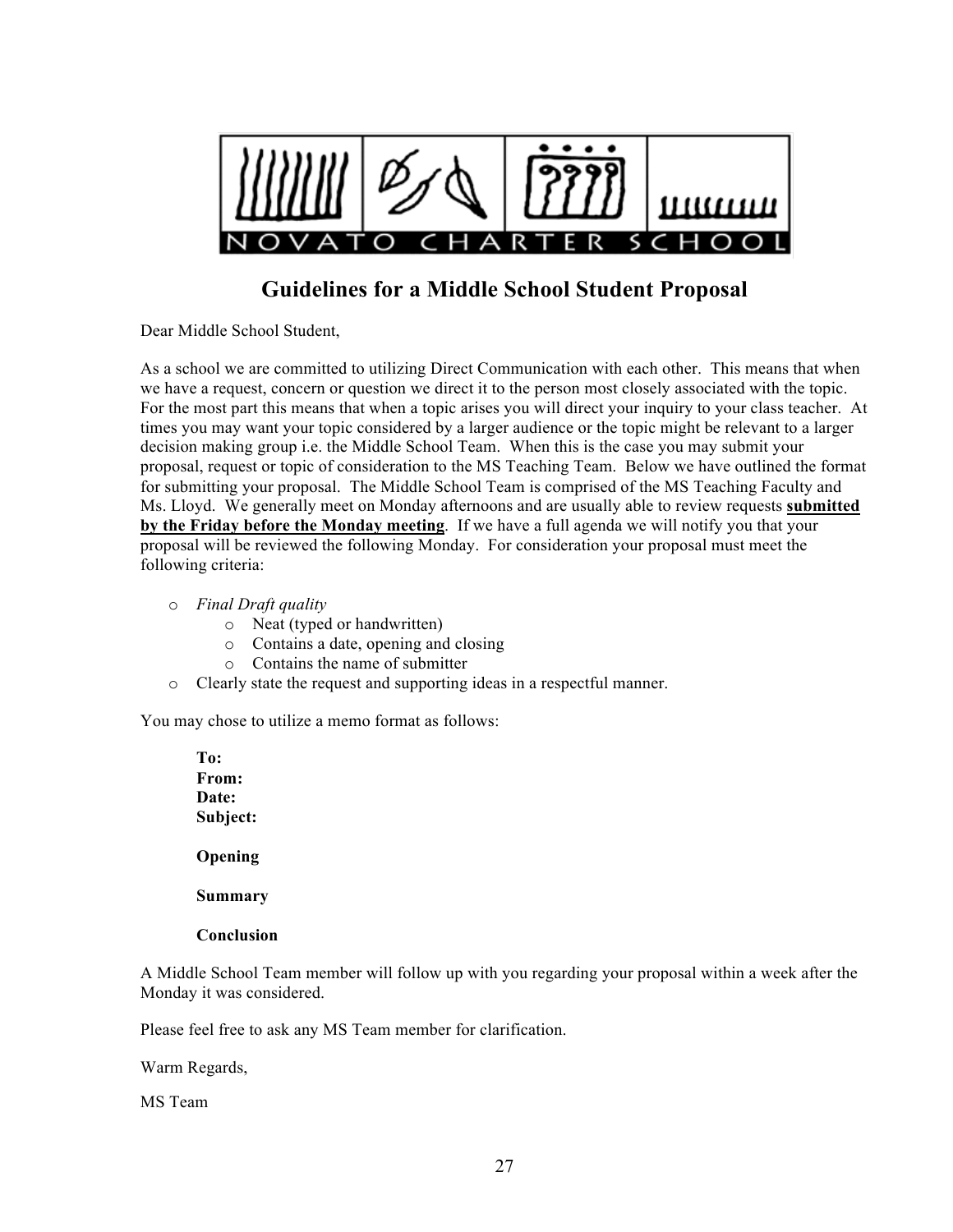# Guidelines for a Middle School Student Proposal

Dear Middle School Student,

As a school we are committed to utilizing Direct Communication with each other. This means that when we have a request, concern or question we direct it to the person most closely associated with the topic. For the most part this means that when a topic arises you will direct your inquiry to your class teacher. At times you may want your topic considered by a larger audience or the topic might be relevant to a larger decision making group i.e. the Middle School Team. When this is the case you may submit your proposal, request or topic of consideration to the MS Teaching Team. Below we have outlined the format for submitting your proposal. The Middle School Team is comprised of the MS Teaching Faculty and Ms. Lloyd. We generally meet on Monday afternoons and are usually able to review requests **submitted by the Friday before the Monday meeting**. If we have a full agenda we will notify you that your proposal will be reviewed the following Monday. For consideration your proposal must meet the following criteria:

- *Final Draft quality*
  - Neat (typed or handwritten)
  - Contains a date, opening and closing
  - Contains the name of submitter
- Clearly state the request and supporting ideas in a respectful manner.

You may chose to utilize a memo format as follows:

> **To:**
> **From:**
> **Date:**
> **Subject:**
>
> **Opening**
>
> **Summary**
>
> **Conclusion**

A Middle School Team member will follow up with you regarding your proposal within a week after the Monday it was considered.

Please feel free to ask any MS Team member for clarification.

Warm Regards,

MS Team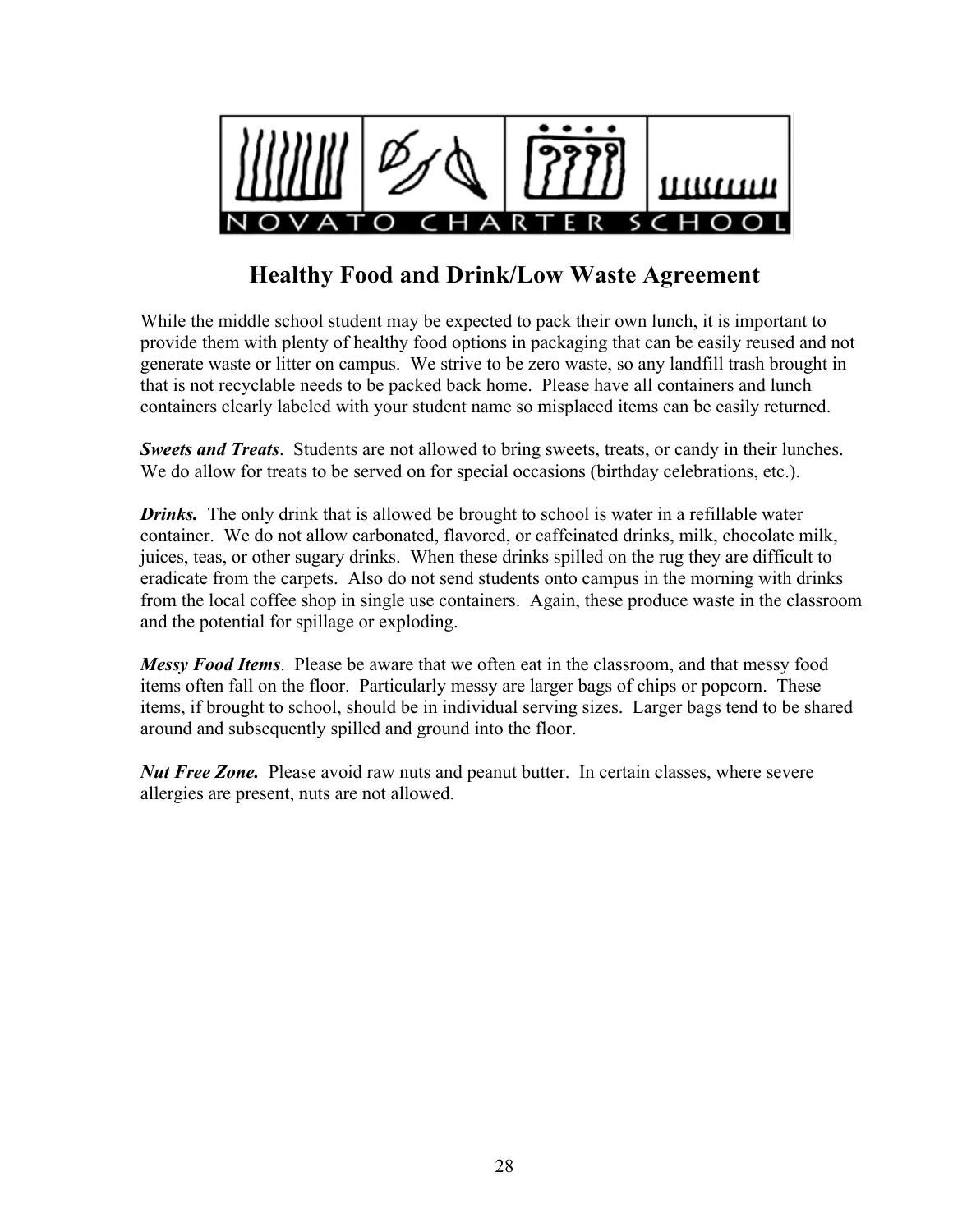NOVATO CHARTER SCHOOL

# Healthy Food and Drink/Low Waste Agreement

While the middle school student may be expected to pack their own lunch, it is important to provide them with plenty of healthy food options in packaging that can be easily reused and not generate waste or litter on campus. We strive to be zero waste, so any landfill trash brought in that is not recyclable needs to be packed back home. Please have all containers and lunch containers clearly labeled with your student name so misplaced items can be easily returned.

***Sweets and Treats***. Students are not allowed to bring sweets, treats, or candy in their lunches. We do allow for treats to be served on for special occasions (birthday celebrations, etc.).

***Drinks.*** The only drink that is allowed be brought to school is water in a refillable water container. We do not allow carbonated, flavored, or caffeinated drinks, milk, chocolate milk, juices, teas, or other sugary drinks. When these drinks spilled on the rug they are difficult to eradicate from the carpets. Also do not send students onto campus in the morning with drinks from the local coffee shop in single use containers. Again, these produce waste in the classroom and the potential for spillage or exploding.

***Messy Food Items***. Please be aware that we often eat in the classroom, and that messy food items often fall on the floor. Particularly messy are larger bags of chips or popcorn. These items, if brought to school, should be in individual serving sizes. Larger bags tend to be shared around and subsequently spilled and ground into the floor.

***Nut Free Zone.*** Please avoid raw nuts and peanut butter. In certain classes, where severe allergies are present, nuts are not allowed.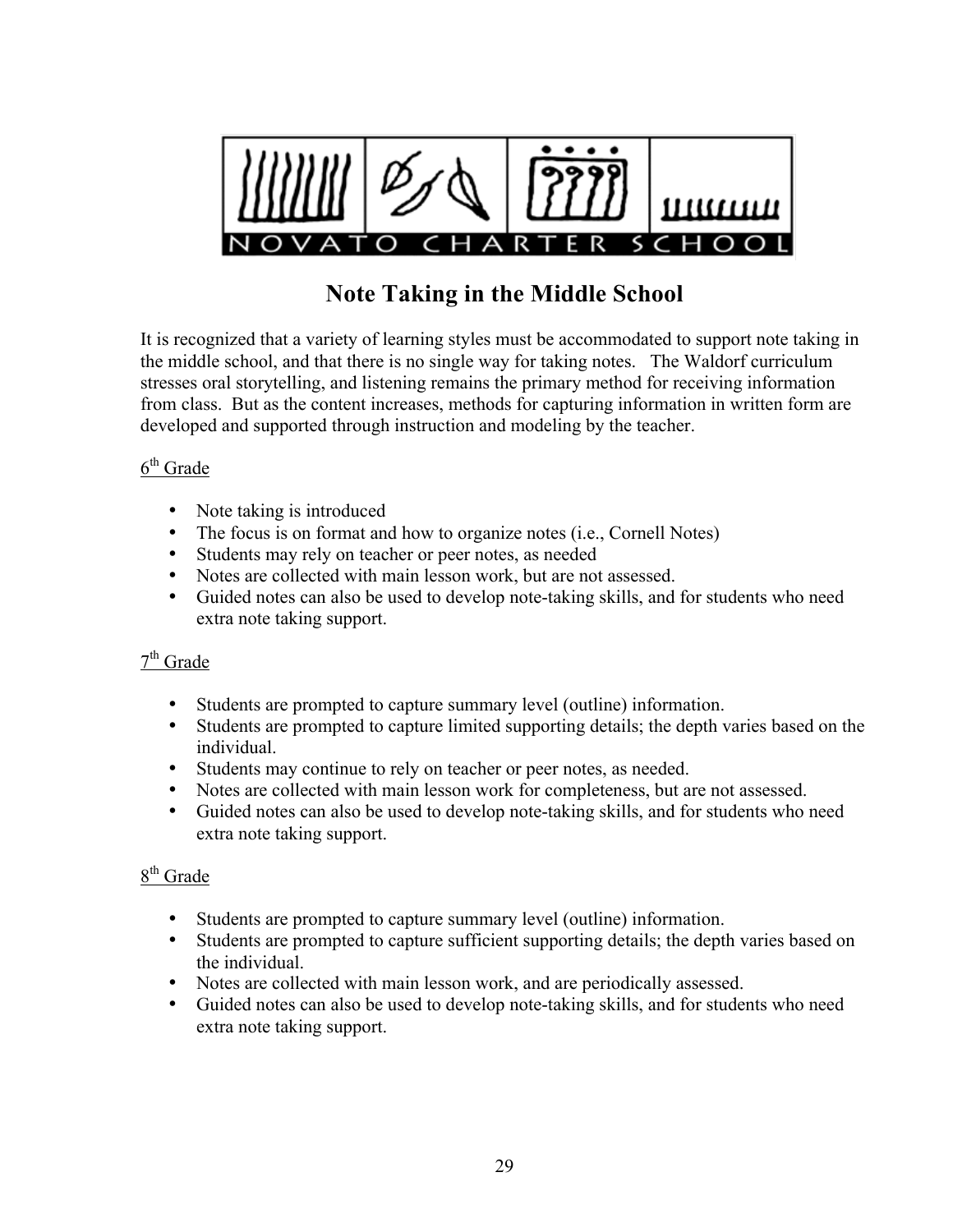# Note Taking in the Middle School

It is recognized that a variety of learning styles must be accommodated to support note taking in the middle school, and that there is no single way for taking notes. The Waldorf curriculum stresses oral storytelling, and listening remains the primary method for receiving information from class. But as the content increases, methods for capturing information in written form are developed and supported through instruction and modeling by the teacher.

6th Grade

- Note taking is introduced
- The focus is on format and how to organize notes (i.e., Cornell Notes)
- Students may rely on teacher or peer notes, as needed
- Notes are collected with main lesson work, but are not assessed.
- Guided notes can also be used to develop note-taking skills, and for students who need extra note taking support.

7th Grade

- Students are prompted to capture summary level (outline) information.
- Students are prompted to capture limited supporting details; the depth varies based on the individual.
- Students may continue to rely on teacher or peer notes, as needed.
- Notes are collected with main lesson work for completeness, but are not assessed.
- Guided notes can also be used to develop note-taking skills, and for students who need extra note taking support.

8th Grade

- Students are prompted to capture summary level (outline) information.
- Students are prompted to capture sufficient supporting details; the depth varies based on the individual.
- Notes are collected with main lesson work, and are periodically assessed.
- Guided notes can also be used to develop note-taking skills, and for students who need extra note taking support.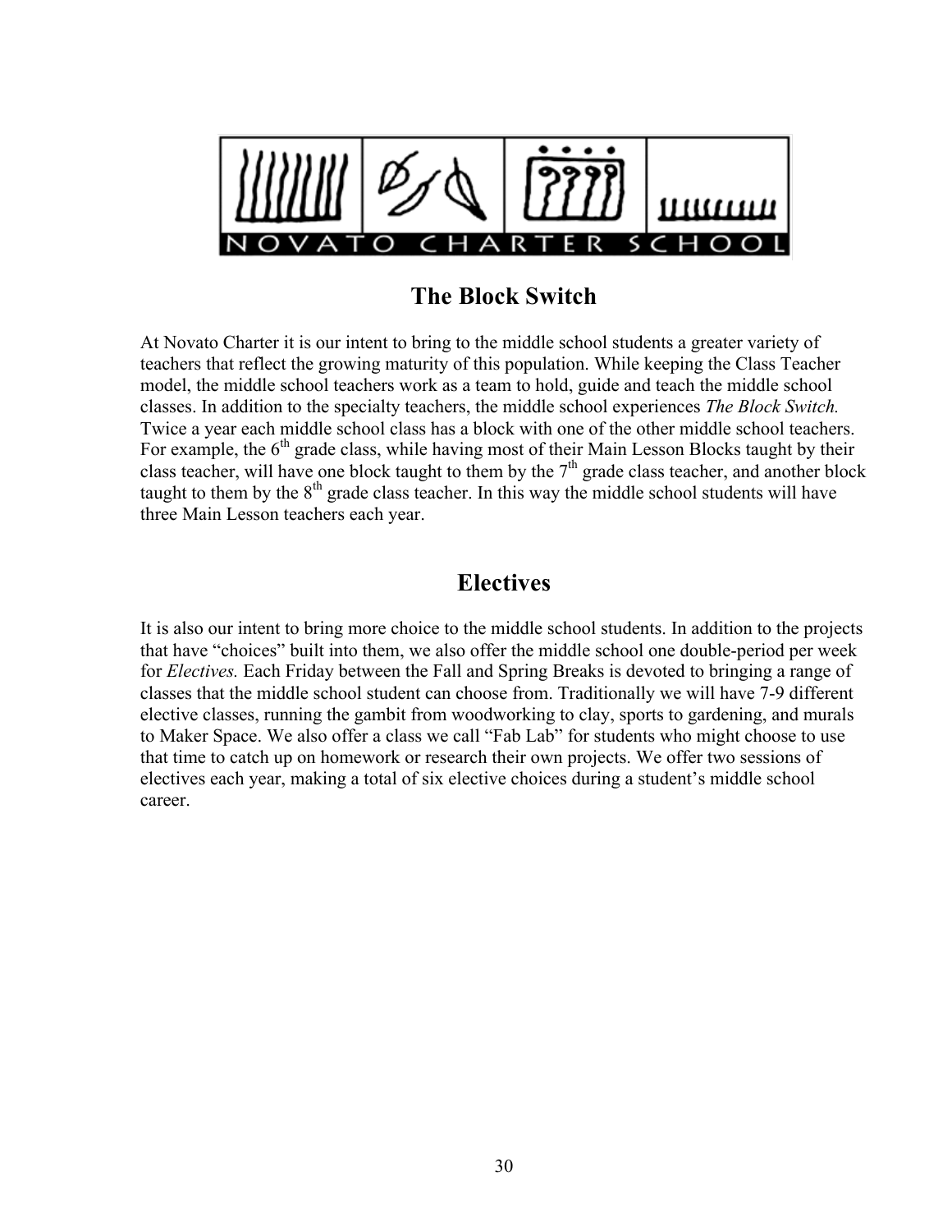NOVATO CHARTER SCHOOL

## The Block Switch

At Novato Charter it is our intent to bring to the middle school students a greater variety of teachers that reflect the growing maturity of this population. While keeping the Class Teacher model, the middle school teachers work as a team to hold, guide and teach the middle school classes. In addition to the specialty teachers, the middle school experiences *The Block Switch.* Twice a year each middle school class has a block with one of the other middle school teachers. For example, the 6th grade class, while having most of their Main Lesson Blocks taught by their class teacher, will have one block taught to them by the 7th grade class teacher, and another block taught to them by the 8th grade class teacher. In this way the middle school students will have three Main Lesson teachers each year.

## Electives

It is also our intent to bring more choice to the middle school students. In addition to the projects that have "choices" built into them, we also offer the middle school one double-period per week for *Electives.* Each Friday between the Fall and Spring Breaks is devoted to bringing a range of classes that the middle school student can choose from. Traditionally we will have 7-9 different elective classes, running the gambit from woodworking to clay, sports to gardening, and murals to Maker Space. We also offer a class we call "Fab Lab" for students who might choose to use that time to catch up on homework or research their own projects. We offer two sessions of electives each year, making a total of six elective choices during a student's middle school career.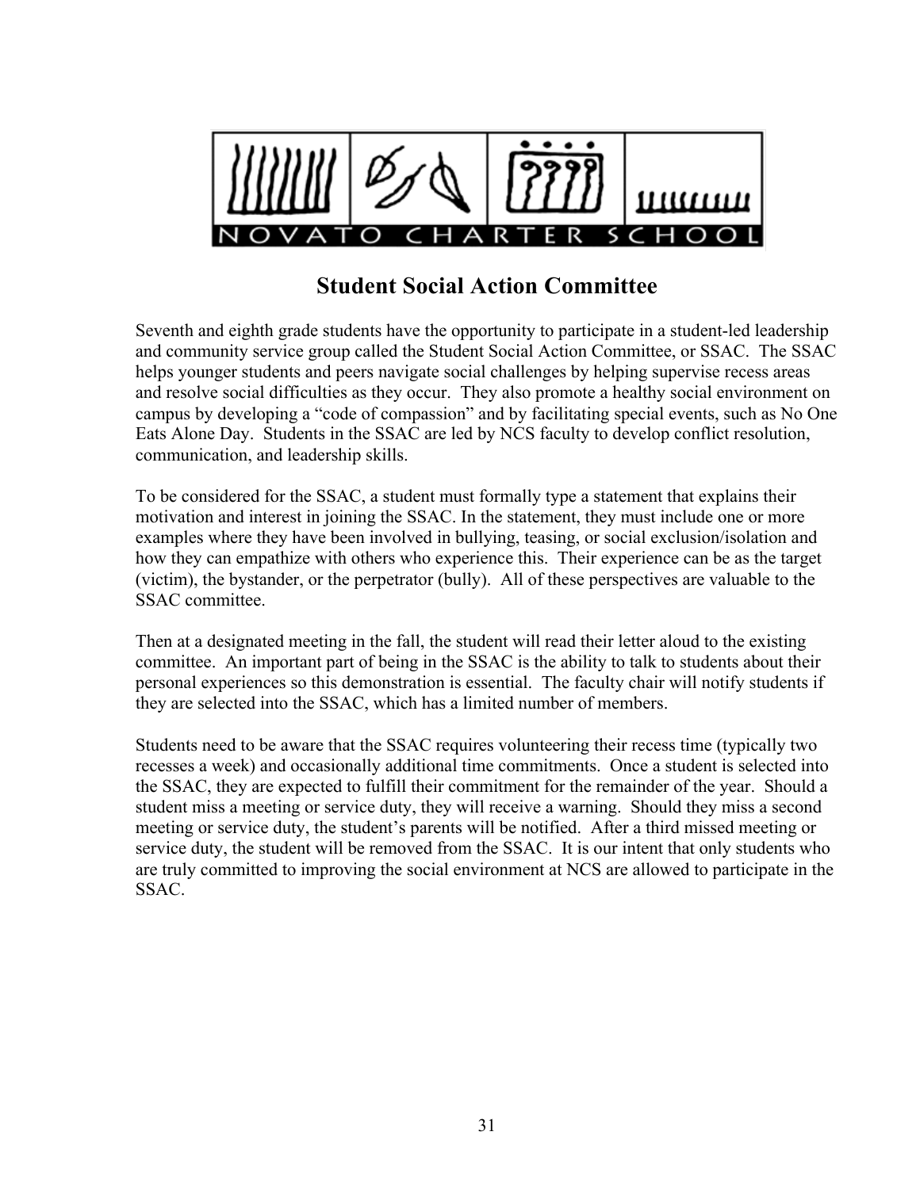NOVATO CHARTER SCHOOL

# Student Social Action Committee

Seventh and eighth grade students have the opportunity to participate in a student-led leadership and community service group called the Student Social Action Committee, or SSAC. The SSAC helps younger students and peers navigate social challenges by helping supervise recess areas and resolve social difficulties as they occur. They also promote a healthy social environment on campus by developing a "code of compassion" and by facilitating special events, such as No One Eats Alone Day. Students in the SSAC are led by NCS faculty to develop conflict resolution, communication, and leadership skills.

To be considered for the SSAC, a student must formally type a statement that explains their motivation and interest in joining the SSAC. In the statement, they must include one or more examples where they have been involved in bullying, teasing, or social exclusion/isolation and how they can empathize with others who experience this. Their experience can be as the target (victim), the bystander, or the perpetrator (bully). All of these perspectives are valuable to the SSAC committee.

Then at a designated meeting in the fall, the student will read their letter aloud to the existing committee. An important part of being in the SSAC is the ability to talk to students about their personal experiences so this demonstration is essential. The faculty chair will notify students if they are selected into the SSAC, which has a limited number of members.

Students need to be aware that the SSAC requires volunteering their recess time (typically two recesses a week) and occasionally additional time commitments. Once a student is selected into the SSAC, they are expected to fulfill their commitment for the remainder of the year. Should a student miss a meeting or service duty, they will receive a warning. Should they miss a second meeting or service duty, the student's parents will be notified. After a third missed meeting or service duty, the student will be removed from the SSAC. It is our intent that only students who are truly committed to improving the social environment at NCS are allowed to participate in the SSAC.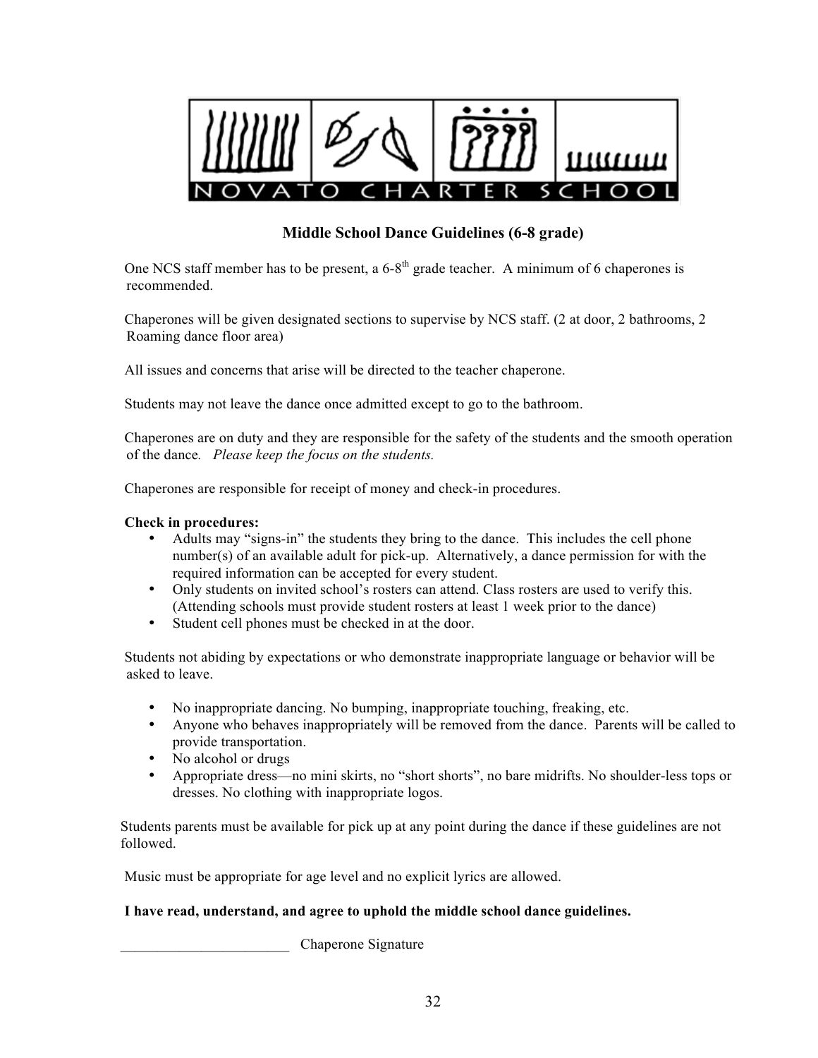NOVATO CHARTER SCHOOL

## Middle School Dance Guidelines (6-8 grade)

One NCS staff member has to be present, a 6-8th grade teacher. A minimum of 6 chaperones is recommended.

Chaperones will be given designated sections to supervise by NCS staff. (2 at door, 2 bathrooms, 2 Roaming dance floor area)

All issues and concerns that arise will be directed to the teacher chaperone.

Students may not leave the dance once admitted except to go to the bathroom.

Chaperones are on duty and they are responsible for the safety of the students and the smooth operation of the dance. *Please keep the focus on the students.*

Chaperones are responsible for receipt of money and check-in procedures.

**Check in procedures:**

- Adults may "signs-in" the students they bring to the dance. This includes the cell phone number(s) of an available adult for pick-up. Alternatively, a dance permission for with the required information can be accepted for every student.
- Only students on invited school's rosters can attend. Class rosters are used to verify this. (Attending schools must provide student rosters at least 1 week prior to the dance)
- Student cell phones must be checked in at the door.

Students not abiding by expectations or who demonstrate inappropriate language or behavior will be asked to leave.

- No inappropriate dancing. No bumping, inappropriate touching, freaking, etc.
- Anyone who behaves inappropriately will be removed from the dance. Parents will be called to provide transportation.
- No alcohol or drugs
- Appropriate dress—no mini skirts, no "short shorts", no bare midrifts. No shoulder-less tops or dresses. No clothing with inappropriate logos.

Students parents must be available for pick up at any point during the dance if these guidelines are not followed.

Music must be appropriate for age level and no explicit lyrics are allowed.

**I have read, understand, and agree to uphold the middle school dance guidelines.**

________________________ Chaperone Signature